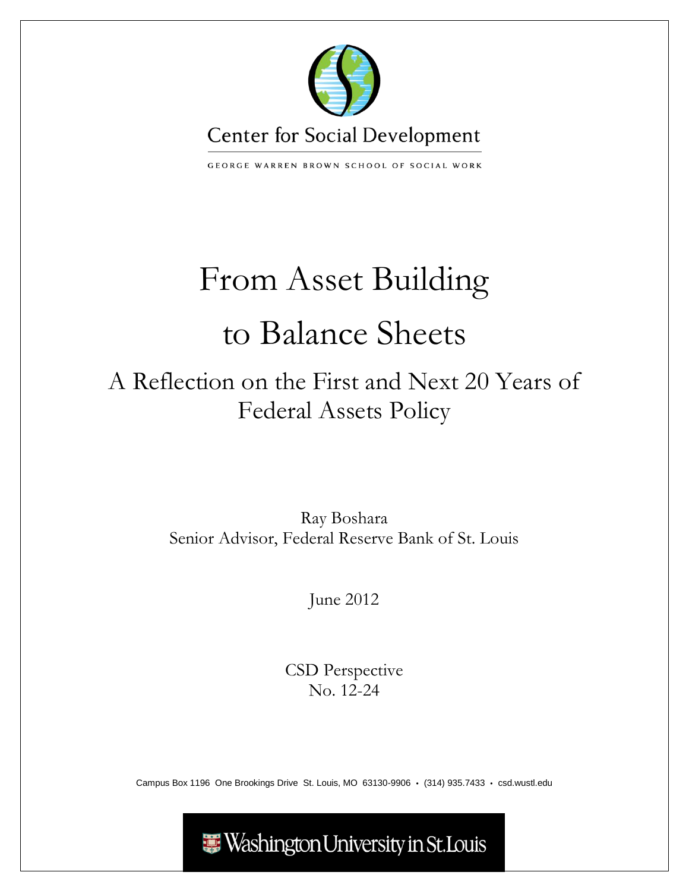Center for Social Development

GEORGE WARREN BROWN SCHOOL OF SOCIAL WORK

# From Asset Building to Balance Sheets

## A Reflection on the First and Next 20 Years of Federal Assets Policy

Ray Boshara
Senior Advisor, Federal Reserve Bank of St. Louis

June 2012

CSD Perspective
No. 12-24

Campus Box 1196 One Brookings Drive St. Louis, MO 63130-9906 • (314) 935.7433 • csd.wustl.edu

Washington University in St. Louis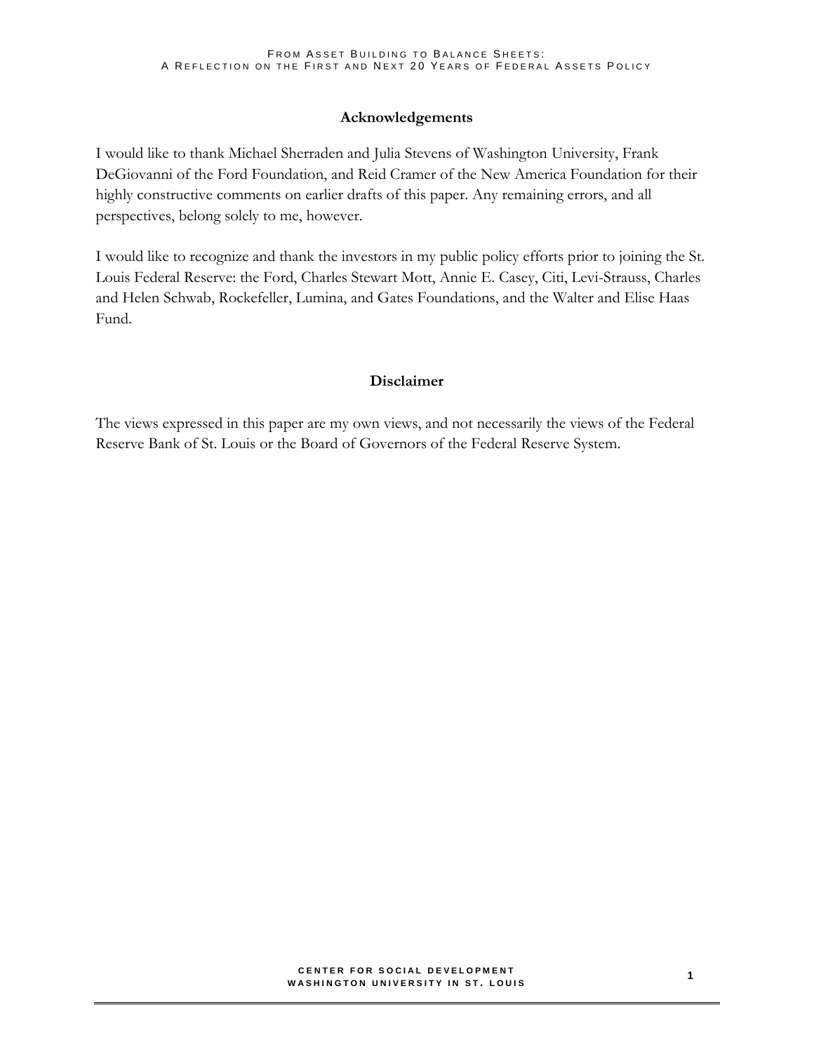## Acknowledgements

I would like to thank Michael Sherraden and Julia Stevens of Washington University, Frank DeGiovanni of the Ford Foundation, and Reid Cramer of the New America Foundation for their highly constructive comments on earlier drafts of this paper. Any remaining errors, and all perspectives, belong solely to me, however.

I would like to recognize and thank the investors in my public policy efforts prior to joining the St. Louis Federal Reserve: the Ford, Charles Stewart Mott, Annie E. Casey, Citi, Levi-Strauss, Charles and Helen Schwab, Rockefeller, Lumina, and Gates Foundations, and the Walter and Elise Haas Fund.

## Disclaimer

The views expressed in this paper are my own views, and not necessarily the views of the Federal Reserve Bank of St. Louis or the Board of Governors of the Federal Reserve System.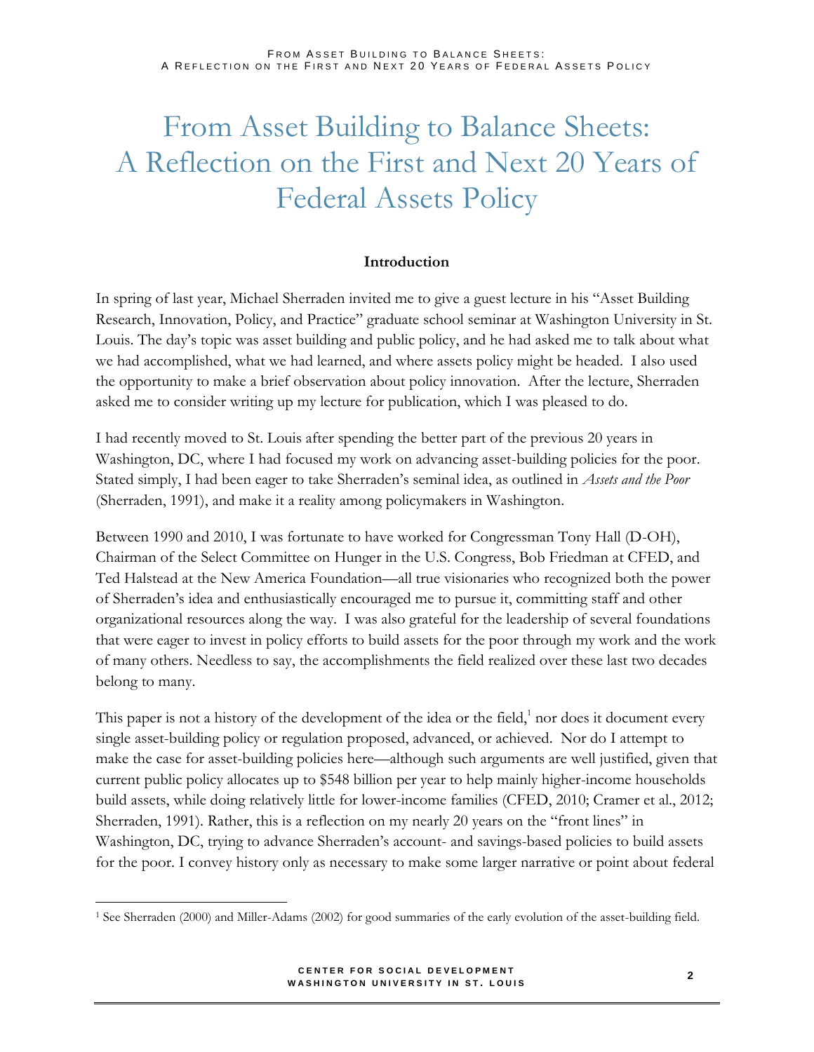# From Asset Building to Balance Sheets: A Reflection on the First and Next 20 Years of Federal Assets Policy

## Introduction

In spring of last year, Michael Sherraden invited me to give a guest lecture in his "Asset Building Research, Innovation, Policy, and Practice" graduate school seminar at Washington University in St. Louis. The day's topic was asset building and public policy, and he had asked me to talk about what we had accomplished, what we had learned, and where assets policy might be headed. I also used the opportunity to make a brief observation about policy innovation. After the lecture, Sherraden asked me to consider writing up my lecture for publication, which I was pleased to do.

I had recently moved to St. Louis after spending the better part of the previous 20 years in Washington, DC, where I had focused my work on advancing asset-building policies for the poor. Stated simply, I had been eager to take Sherraden's seminal idea, as outlined in *Assets and the Poor* (Sherraden, 1991), and make it a reality among policymakers in Washington.

Between 1990 and 2010, I was fortunate to have worked for Congressman Tony Hall (D-OH), Chairman of the Select Committee on Hunger in the U.S. Congress, Bob Friedman at CFED, and Ted Halstead at the New America Foundation—all true visionaries who recognized both the power of Sherraden's idea and enthusiastically encouraged me to pursue it, committing staff and other organizational resources along the way. I was also grateful for the leadership of several foundations that were eager to invest in policy efforts to build assets for the poor through my work and the work of many others. Needless to say, the accomplishments the field realized over these last two decades belong to many.

This paper is not a history of the development of the idea or the field,[1] nor does it document every single asset-building policy or regulation proposed, advanced, or achieved. Nor do I attempt to make the case for asset-building policies here—although such arguments are well justified, given that current public policy allocates up to $548 billion per year to help mainly higher-income households build assets, while doing relatively little for lower-income families (CFED, 2010; Cramer et al., 2012; Sherraden, 1991). Rather, this is a reflection on my nearly 20 years on the "front lines" in Washington, DC, trying to advance Sherraden's account- and savings-based policies to build assets for the poor. I convey history only as necessary to make some larger narrative or point about federal

[1] See Sherraden (2000) and Miller-Adams (2002) for good summaries of the early evolution of the asset-building field.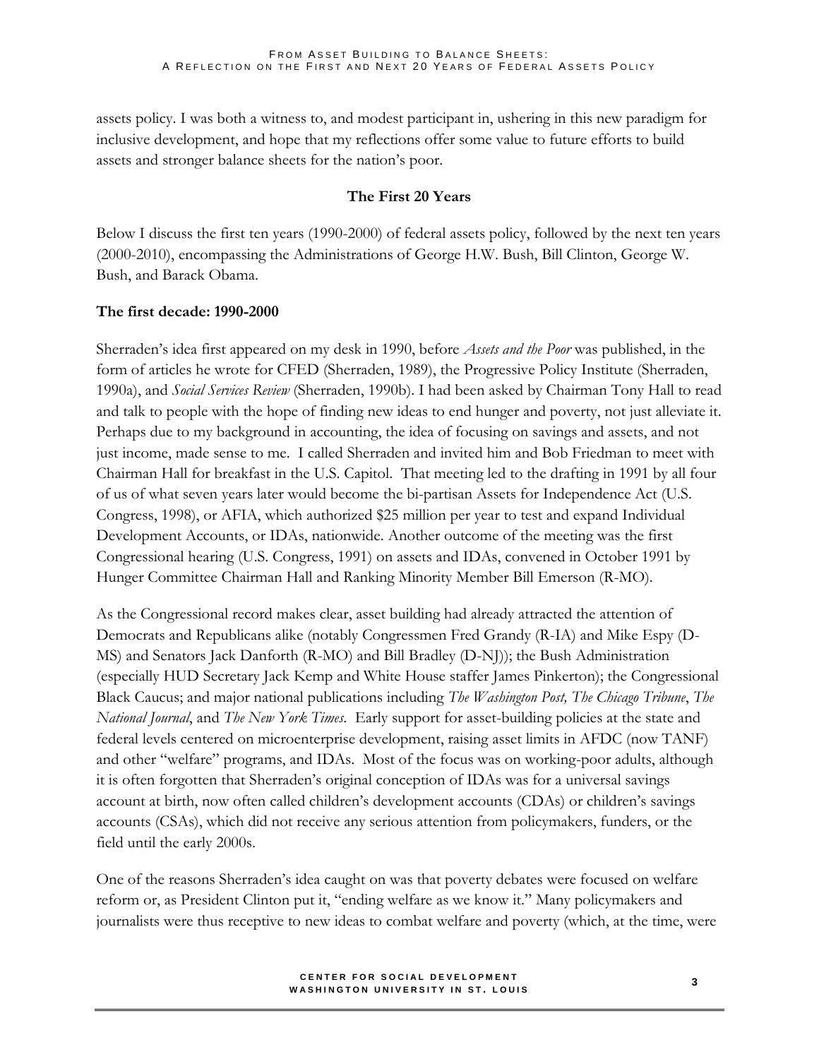assets policy. I was both a witness to, and modest participant in, ushering in this new paradigm for inclusive development, and hope that my reflections offer some value to future efforts to build assets and stronger balance sheets for the nation's poor.

## The First 20 Years

Below I discuss the first ten years (1990-2000) of federal assets policy, followed by the next ten years (2000-2010), encompassing the Administrations of George H.W. Bush, Bill Clinton, George W. Bush, and Barack Obama.

### The first decade: 1990-2000

Sherraden's idea first appeared on my desk in 1990, before *Assets and the Poor* was published, in the form of articles he wrote for CFED (Sherraden, 1989), the Progressive Policy Institute (Sherraden, 1990a), and *Social Services Review* (Sherraden, 1990b). I had been asked by Chairman Tony Hall to read and talk to people with the hope of finding new ideas to end hunger and poverty, not just alleviate it. Perhaps due to my background in accounting, the idea of focusing on savings and assets, and not just income, made sense to me. I called Sherraden and invited him and Bob Friedman to meet with Chairman Hall for breakfast in the U.S. Capitol. That meeting led to the drafting in 1991 by all four of us of what seven years later would become the bi-partisan Assets for Independence Act (U.S. Congress, 1998), or AFIA, which authorized $25 million per year to test and expand Individual Development Accounts, or IDAs, nationwide. Another outcome of the meeting was the first Congressional hearing (U.S. Congress, 1991) on assets and IDAs, convened in October 1991 by Hunger Committee Chairman Hall and Ranking Minority Member Bill Emerson (R-MO).

As the Congressional record makes clear, asset building had already attracted the attention of Democrats and Republicans alike (notably Congressmen Fred Grandy (R-IA) and Mike Espy (D-MS) and Senators Jack Danforth (R-MO) and Bill Bradley (D-NJ)); the Bush Administration (especially HUD Secretary Jack Kemp and White House staffer James Pinkerton); the Congressional Black Caucus; and major national publications including *The Washington Post, The Chicago Tribune*, *The National Journal*, and *The New York Times*. Early support for asset-building policies at the state and federal levels centered on microenterprise development, raising asset limits in AFDC (now TANF) and other "welfare" programs, and IDAs. Most of the focus was on working-poor adults, although it is often forgotten that Sherraden's original conception of IDAs was for a universal savings account at birth, now often called children's development accounts (CDAs) or children's savings accounts (CSAs), which did not receive any serious attention from policymakers, funders, or the field until the early 2000s.

One of the reasons Sherraden's idea caught on was that poverty debates were focused on welfare reform or, as President Clinton put it, "ending welfare as we know it." Many policymakers and journalists were thus receptive to new ideas to combat welfare and poverty (which, at the time, were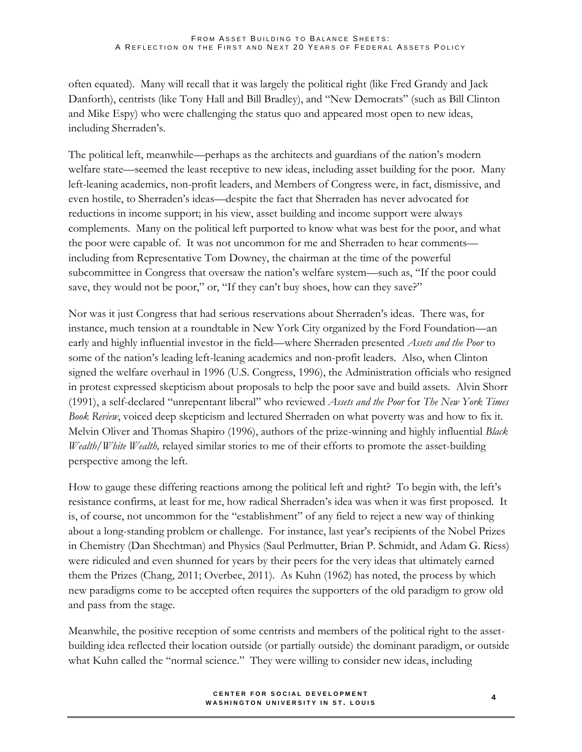often equated). Many will recall that it was largely the political right (like Fred Grandy and Jack Danforth), centrists (like Tony Hall and Bill Bradley), and "New Democrats" (such as Bill Clinton and Mike Espy) who were challenging the status quo and appeared most open to new ideas, including Sherraden's.

The political left, meanwhile—perhaps as the architects and guardians of the nation's modern welfare state—seemed the least receptive to new ideas, including asset building for the poor. Many left-leaning academics, non-profit leaders, and Members of Congress were, in fact, dismissive, and even hostile, to Sherraden's ideas—despite the fact that Sherraden has never advocated for reductions in income support; in his view, asset building and income support were always complements. Many on the political left purported to know what was best for the poor, and what the poor were capable of. It was not uncommon for me and Sherraden to hear comments—including from Representative Tom Downey, the chairman at the time of the powerful subcommittee in Congress that oversaw the nation's welfare system—such as, "If the poor could save, they would not be poor," or, "If they can't buy shoes, how can they save?"

Nor was it just Congress that had serious reservations about Sherraden's ideas. There was, for instance, much tension at a roundtable in New York City organized by the Ford Foundation—an early and highly influential investor in the field—where Sherraden presented *Assets and the Poor* to some of the nation's leading left-leaning academics and non-profit leaders. Also, when Clinton signed the welfare overhaul in 1996 (U.S. Congress, 1996), the Administration officials who resigned in protest expressed skepticism about proposals to help the poor save and build assets. Alvin Shorr (1991), a self-declared "unrepentant liberal" who reviewed *Assets and the Poor* for *The New York Times Book Review*, voiced deep skepticism and lectured Sherraden on what poverty was and how to fix it. Melvin Oliver and Thomas Shapiro (1996), authors of the prize-winning and highly influential *Black Wealth/White Wealth,* relayed similar stories to me of their efforts to promote the asset-building perspective among the left.

How to gauge these differing reactions among the political left and right? To begin with, the left's resistance confirms, at least for me, how radical Sherraden's idea was when it was first proposed. It is, of course, not uncommon for the "establishment" of any field to reject a new way of thinking about a long-standing problem or challenge. For instance, last year's recipients of the Nobel Prizes in Chemistry (Dan Shechtman) and Physics (Saul Perlmutter, Brian P. Schmidt, and Adam G. Riess) were ridiculed and even shunned for years by their peers for the very ideas that ultimately earned them the Prizes (Chang, 2011; Overbee, 2011). As Kuhn (1962) has noted, the process by which new paradigms come to be accepted often requires the supporters of the old paradigm to grow old and pass from the stage.

Meanwhile, the positive reception of some centrists and members of the political right to the asset-building idea reflected their location outside (or partially outside) the dominant paradigm, or outside what Kuhn called the "normal science." They were willing to consider new ideas, including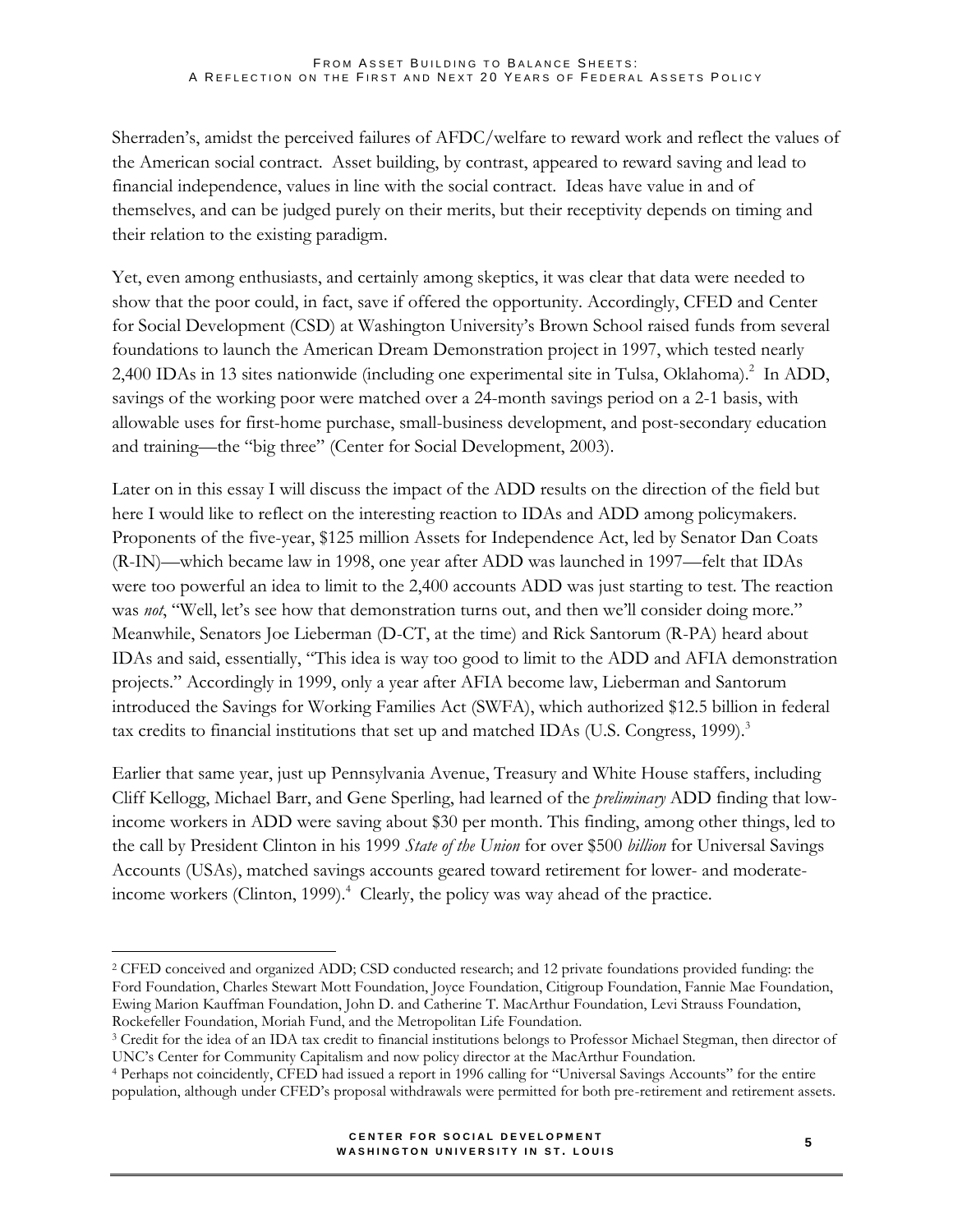Sherraden's, amidst the perceived failures of AFDC/welfare to reward work and reflect the values of the American social contract. Asset building, by contrast, appeared to reward saving and lead to financial independence, values in line with the social contract. Ideas have value in and of themselves, and can be judged purely on their merits, but their receptivity depends on timing and their relation to the existing paradigm.

Yet, even among enthusiasts, and certainly among skeptics, it was clear that data were needed to show that the poor could, in fact, save if offered the opportunity. Accordingly, CFED and Center for Social Development (CSD) at Washington University's Brown School raised funds from several foundations to launch the American Dream Demonstration project in 1997, which tested nearly 2,400 IDAs in 13 sites nationwide (including one experimental site in Tulsa, Oklahoma).[2] In ADD, savings of the working poor were matched over a 24-month savings period on a 2-1 basis, with allowable uses for first-home purchase, small-business development, and post-secondary education and training—the "big three" (Center for Social Development, 2003).

Later on in this essay I will discuss the impact of the ADD results on the direction of the field but here I would like to reflect on the interesting reaction to IDAs and ADD among policymakers. Proponents of the five-year, $125 million Assets for Independence Act, led by Senator Dan Coats (R-IN)—which became law in 1998, one year after ADD was launched in 1997—felt that IDAs were too powerful an idea to limit to the 2,400 accounts ADD was just starting to test. The reaction was *not*, "Well, let's see how that demonstration turns out, and then we'll consider doing more." Meanwhile, Senators Joe Lieberman (D-CT, at the time) and Rick Santorum (R-PA) heard about IDAs and said, essentially, "This idea is way too good to limit to the ADD and AFIA demonstration projects." Accordingly in 1999, only a year after AFIA become law, Lieberman and Santorum introduced the Savings for Working Families Act (SWFA), which authorized $12.5 billion in federal tax credits to financial institutions that set up and matched IDAs (U.S. Congress, 1999).[3]

Earlier that same year, just up Pennsylvania Avenue, Treasury and White House staffers, including Cliff Kellogg, Michael Barr, and Gene Sperling, had learned of the *preliminary* ADD finding that low-income workers in ADD were saving about $30 per month. This finding, among other things, led to the call by President Clinton in his 1999 *State of the Union* for over $500 *billion* for Universal Savings Accounts (USAs), matched savings accounts geared toward retirement for lower- and moderate-income workers (Clinton, 1999).[4] Clearly, the policy was way ahead of the practice.

---

[2] CFED conceived and organized ADD; CSD conducted research; and 12 private foundations provided funding: the Ford Foundation, Charles Stewart Mott Foundation, Joyce Foundation, Citigroup Foundation, Fannie Mae Foundation, Ewing Marion Kauffman Foundation, John D. and Catherine T. MacArthur Foundation, Levi Strauss Foundation, Rockefeller Foundation, Moriah Fund, and the Metropolitan Life Foundation.

[3] Credit for the idea of an IDA tax credit to financial institutions belongs to Professor Michael Stegman, then director of UNC's Center for Community Capitalism and now policy director at the MacArthur Foundation.

[4] Perhaps not coincidently, CFED had issued a report in 1996 calling for "Universal Savings Accounts" for the entire population, although under CFED's proposal withdrawals were permitted for both pre-retirement and retirement assets.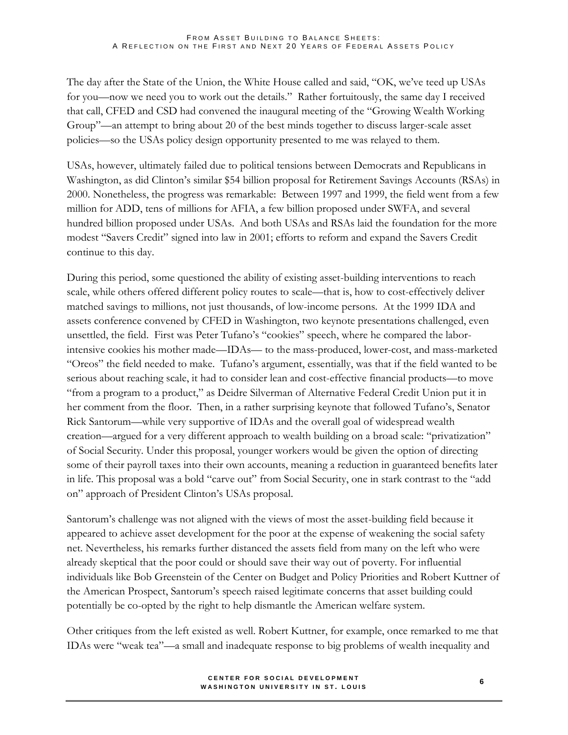The day after the State of the Union, the White House called and said, "OK, we've teed up USAs for you—now we need you to work out the details." Rather fortuitously, the same day I received that call, CFED and CSD had convened the inaugural meeting of the "Growing Wealth Working Group"—an attempt to bring about 20 of the best minds together to discuss larger-scale asset policies—so the USAs policy design opportunity presented to me was relayed to them.

USAs, however, ultimately failed due to political tensions between Democrats and Republicans in Washington, as did Clinton's similar $54 billion proposal for Retirement Savings Accounts (RSAs) in 2000. Nonetheless, the progress was remarkable: Between 1997 and 1999, the field went from a few million for ADD, tens of millions for AFIA, a few billion proposed under SWFA, and several hundred billion proposed under USAs. And both USAs and RSAs laid the foundation for the more modest "Savers Credit" signed into law in 2001; efforts to reform and expand the Savers Credit continue to this day.

During this period, some questioned the ability of existing asset-building interventions to reach scale, while others offered different policy routes to scale—that is, how to cost-effectively deliver matched savings to millions, not just thousands, of low-income persons. At the 1999 IDA and assets conference convened by CFED in Washington, two keynote presentations challenged, even unsettled, the field. First was Peter Tufano's "cookies" speech, where he compared the labor-intensive cookies his mother made—IDAs— to the mass-produced, lower-cost, and mass-marketed "Oreos" the field needed to make. Tufano's argument, essentially, was that if the field wanted to be serious about reaching scale, it had to consider lean and cost-effective financial products—to move "from a program to a product," as Deidre Silverman of Alternative Federal Credit Union put it in her comment from the floor. Then, in a rather surprising keynote that followed Tufano's, Senator Rick Santorum—while very supportive of IDAs and the overall goal of widespread wealth creation—argued for a very different approach to wealth building on a broad scale: "privatization" of Social Security. Under this proposal, younger workers would be given the option of directing some of their payroll taxes into their own accounts, meaning a reduction in guaranteed benefits later in life. This proposal was a bold "carve out" from Social Security, one in stark contrast to the "add on" approach of President Clinton's USAs proposal.

Santorum's challenge was not aligned with the views of most the asset-building field because it appeared to achieve asset development for the poor at the expense of weakening the social safety net. Nevertheless, his remarks further distanced the assets field from many on the left who were already skeptical that the poor could or should save their way out of poverty. For influential individuals like Bob Greenstein of the Center on Budget and Policy Priorities and Robert Kuttner of the American Prospect, Santorum's speech raised legitimate concerns that asset building could potentially be co-opted by the right to help dismantle the American welfare system.

Other critiques from the left existed as well. Robert Kuttner, for example, once remarked to me that IDAs were "weak tea"—a small and inadequate response to big problems of wealth inequality and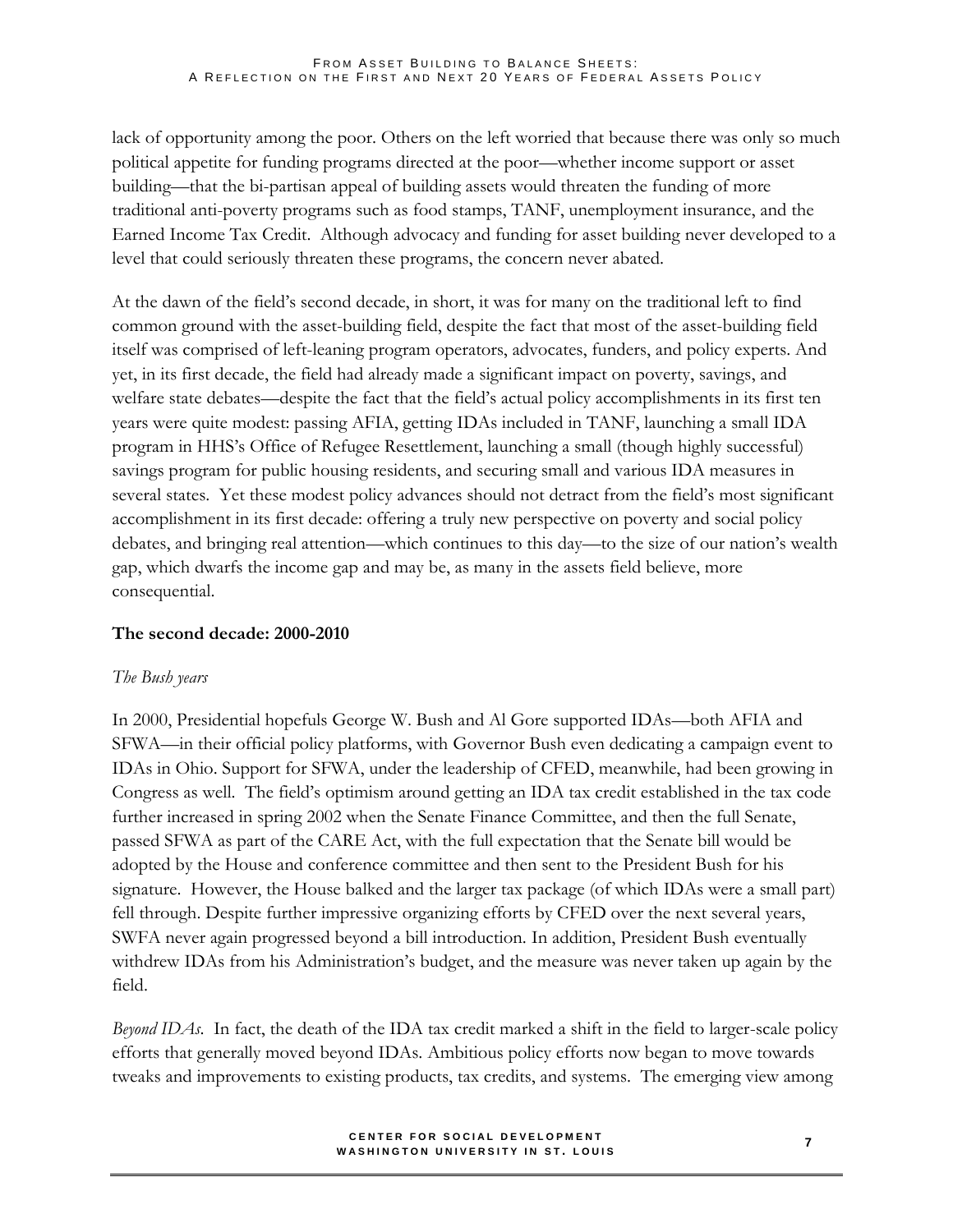lack of opportunity among the poor. Others on the left worried that because there was only so much political appetite for funding programs directed at the poor—whether income support or asset building—that the bi-partisan appeal of building assets would threaten the funding of more traditional anti-poverty programs such as food stamps, TANF, unemployment insurance, and the Earned Income Tax Credit. Although advocacy and funding for asset building never developed to a level that could seriously threaten these programs, the concern never abated.

At the dawn of the field's second decade, in short, it was for many on the traditional left to find common ground with the asset-building field, despite the fact that most of the asset-building field itself was comprised of left-leaning program operators, advocates, funders, and policy experts. And yet, in its first decade, the field had already made a significant impact on poverty, savings, and welfare state debates—despite the fact that the field's actual policy accomplishments in its first ten years were quite modest: passing AFIA, getting IDAs included in TANF, launching a small IDA program in HHS's Office of Refugee Resettlement, launching a small (though highly successful) savings program for public housing residents, and securing small and various IDA measures in several states. Yet these modest policy advances should not detract from the field's most significant accomplishment in its first decade: offering a truly new perspective on poverty and social policy debates, and bringing real attention—which continues to this day—to the size of our nation's wealth gap, which dwarfs the income gap and may be, as many in the assets field believe, more consequential.

**The second decade: 2000-2010**

*The Bush years*

In 2000, Presidential hopefuls George W. Bush and Al Gore supported IDAs—both AFIA and SFWA—in their official policy platforms, with Governor Bush even dedicating a campaign event to IDAs in Ohio. Support for SFWA, under the leadership of CFED, meanwhile, had been growing in Congress as well. The field's optimism around getting an IDA tax credit established in the tax code further increased in spring 2002 when the Senate Finance Committee, and then the full Senate, passed SFWA as part of the CARE Act, with the full expectation that the Senate bill would be adopted by the House and conference committee and then sent to the President Bush for his signature. However, the House balked and the larger tax package (of which IDAs were a small part) fell through. Despite further impressive organizing efforts by CFED over the next several years, SWFA never again progressed beyond a bill introduction. In addition, President Bush eventually withdrew IDAs from his Administration's budget, and the measure was never taken up again by the field.

*Beyond IDAs.* In fact, the death of the IDA tax credit marked a shift in the field to larger-scale policy efforts that generally moved beyond IDAs. Ambitious policy efforts now began to move towards tweaks and improvements to existing products, tax credits, and systems. The emerging view among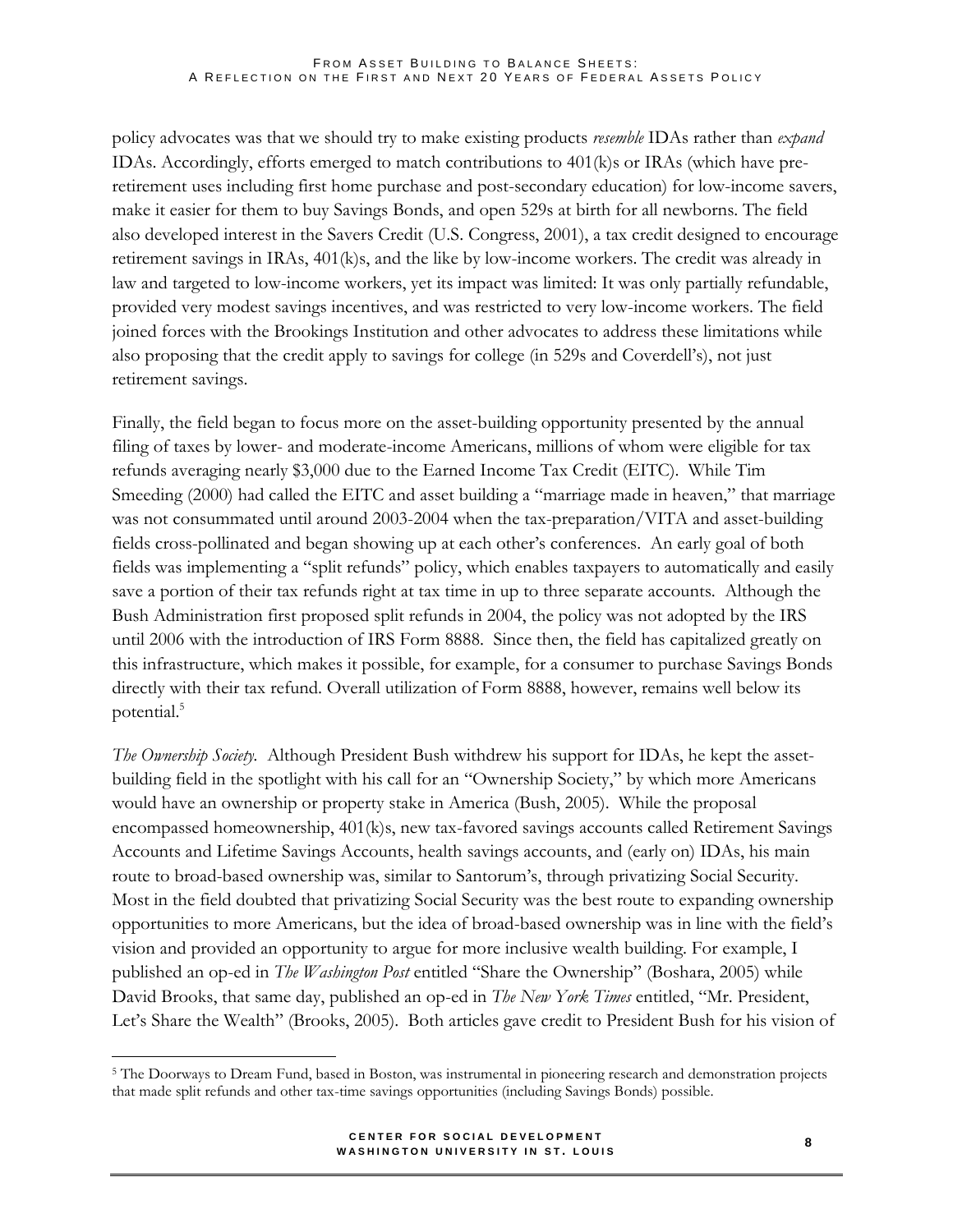policy advocates was that we should try to make existing products *resemble* IDAs rather than *expand* IDAs. Accordingly, efforts emerged to match contributions to 401(k)s or IRAs (which have pre-retirement uses including first home purchase and post-secondary education) for low-income savers, make it easier for them to buy Savings Bonds, and open 529s at birth for all newborns. The field also developed interest in the Savers Credit (U.S. Congress, 2001), a tax credit designed to encourage retirement savings in IRAs, 401(k)s, and the like by low-income workers. The credit was already in law and targeted to low-income workers, yet its impact was limited: It was only partially refundable, provided very modest savings incentives, and was restricted to very low-income workers. The field joined forces with the Brookings Institution and other advocates to address these limitations while also proposing that the credit apply to savings for college (in 529s and Coverdell's), not just retirement savings.

Finally, the field began to focus more on the asset-building opportunity presented by the annual filing of taxes by lower- and moderate-income Americans, millions of whom were eligible for tax refunds averaging nearly $3,000 due to the Earned Income Tax Credit (EITC). While Tim Smeeding (2000) had called the EITC and asset building a "marriage made in heaven," that marriage was not consummated until around 2003-2004 when the tax-preparation/VITA and asset-building fields cross-pollinated and began showing up at each other's conferences. An early goal of both fields was implementing a "split refunds" policy, which enables taxpayers to automatically and easily save a portion of their tax refunds right at tax time in up to three separate accounts. Although the Bush Administration first proposed split refunds in 2004, the policy was not adopted by the IRS until 2006 with the introduction of IRS Form 8888. Since then, the field has capitalized greatly on this infrastructure, which makes it possible, for example, for a consumer to purchase Savings Bonds directly with their tax refund. Overall utilization of Form 8888, however, remains well below its potential.[5]

*The Ownership Society.* Although President Bush withdrew his support for IDAs, he kept the asset-building field in the spotlight with his call for an "Ownership Society," by which more Americans would have an ownership or property stake in America (Bush, 2005). While the proposal encompassed homeownership, 401(k)s, new tax-favored savings accounts called Retirement Savings Accounts and Lifetime Savings Accounts, health savings accounts, and (early on) IDAs, his main route to broad-based ownership was, similar to Santorum's, through privatizing Social Security. Most in the field doubted that privatizing Social Security was the best route to expanding ownership opportunities to more Americans, but the idea of broad-based ownership was in line with the field's vision and provided an opportunity to argue for more inclusive wealth building. For example, I published an op-ed in *The Washington Post* entitled "Share the Ownership" (Boshara, 2005) while David Brooks, that same day, published an op-ed in *The New York Times* entitled, "Mr. President, Let's Share the Wealth" (Brooks, 2005). Both articles gave credit to President Bush for his vision of

[5] The Doorways to Dream Fund, based in Boston, was instrumental in pioneering research and demonstration projects that made split refunds and other tax-time savings opportunities (including Savings Bonds) possible.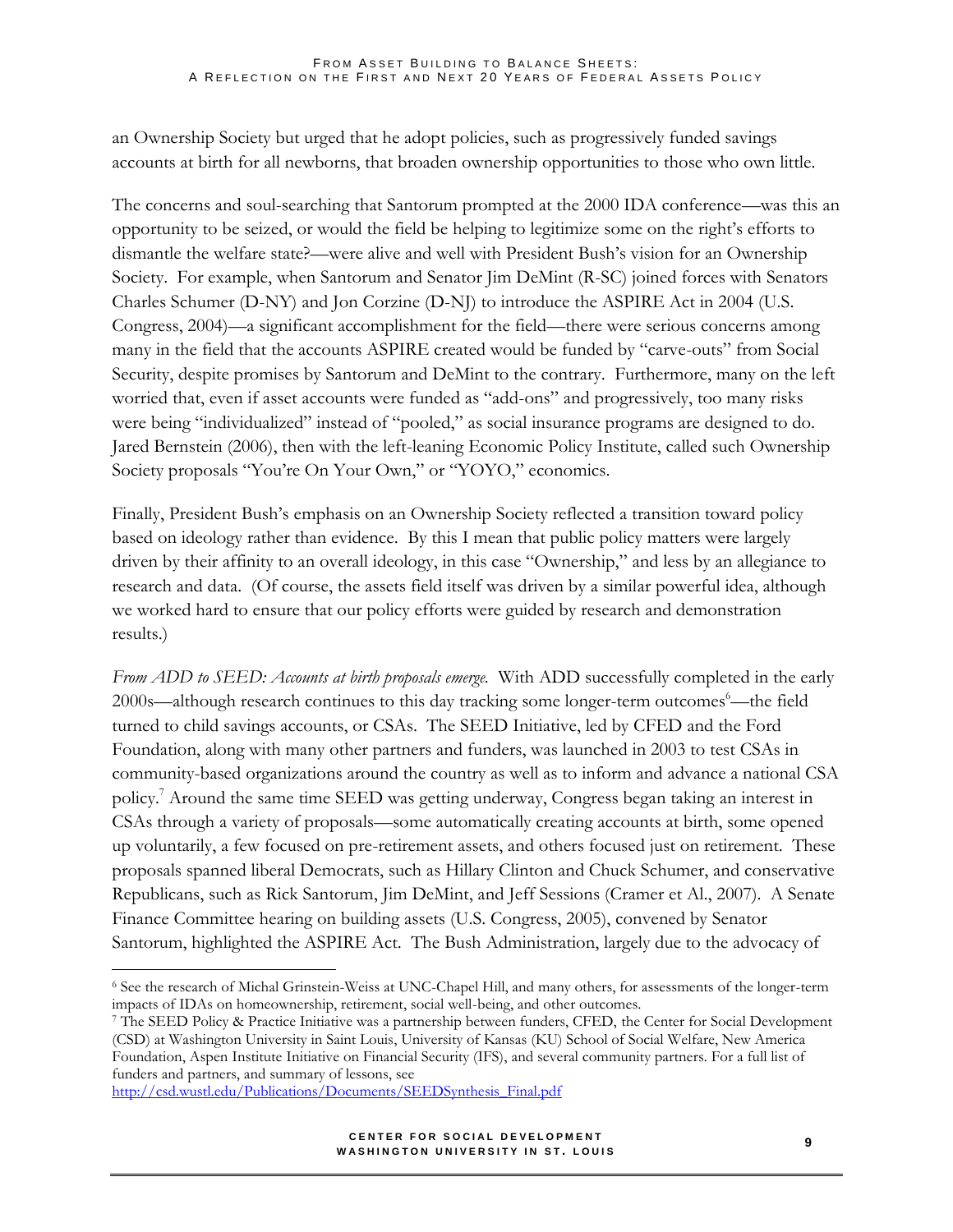an Ownership Society but urged that he adopt policies, such as progressively funded savings accounts at birth for all newborns, that broaden ownership opportunities to those who own little.

The concerns and soul-searching that Santorum prompted at the 2000 IDA conference—was this an opportunity to be seized, or would the field be helping to legitimize some on the right's efforts to dismantle the welfare state?—were alive and well with President Bush's vision for an Ownership Society. For example, when Santorum and Senator Jim DeMint (R-SC) joined forces with Senators Charles Schumer (D-NY) and Jon Corzine (D-NJ) to introduce the ASPIRE Act in 2004 (U.S. Congress, 2004)—a significant accomplishment for the field—there were serious concerns among many in the field that the accounts ASPIRE created would be funded by "carve-outs" from Social Security, despite promises by Santorum and DeMint to the contrary. Furthermore, many on the left worried that, even if asset accounts were funded as "add-ons" and progressively, too many risks were being "individualized" instead of "pooled," as social insurance programs are designed to do. Jared Bernstein (2006), then with the left-leaning Economic Policy Institute, called such Ownership Society proposals "You're On Your Own," or "YOYO," economics.

Finally, President Bush's emphasis on an Ownership Society reflected a transition toward policy based on ideology rather than evidence. By this I mean that public policy matters were largely driven by their affinity to an overall ideology, in this case "Ownership," and less by an allegiance to research and data. (Of course, the assets field itself was driven by a similar powerful idea, although we worked hard to ensure that our policy efforts were guided by research and demonstration results.)

*From ADD to SEED: Accounts at birth proposals emerge.* With ADD successfully completed in the early 2000s—although research continues to this day tracking some longer-term outcomes[6]—the field turned to child savings accounts, or CSAs. The SEED Initiative, led by CFED and the Ford Foundation, along with many other partners and funders, was launched in 2003 to test CSAs in community-based organizations around the country as well as to inform and advance a national CSA policy.[7] Around the same time SEED was getting underway, Congress began taking an interest in CSAs through a variety of proposals—some automatically creating accounts at birth, some opened up voluntarily, a few focused on pre-retirement assets, and others focused just on retirement. These proposals spanned liberal Democrats, such as Hillary Clinton and Chuck Schumer, and conservative Republicans, such as Rick Santorum, Jim DeMint, and Jeff Sessions (Cramer et Al., 2007). A Senate Finance Committee hearing on building assets (U.S. Congress, 2005), convened by Senator Santorum, highlighted the ASPIRE Act. The Bush Administration, largely due to the advocacy of

---

[6] See the research of Michal Grinstein-Weiss at UNC-Chapel Hill, and many others, for assessments of the longer-term impacts of IDAs on homeownership, retirement, social well-being, and other outcomes.

[7] The SEED Policy & Practice Initiative was a partnership between funders, CFED, the Center for Social Development (CSD) at Washington University in Saint Louis, University of Kansas (KU) School of Social Welfare, New America Foundation, Aspen Institute Initiative on Financial Security (IFS), and several community partners. For a full list of funders and partners, and summary of lessons, see http://csd.wustl.edu/Publications/Documents/SEEDSynthesis_Final.pdf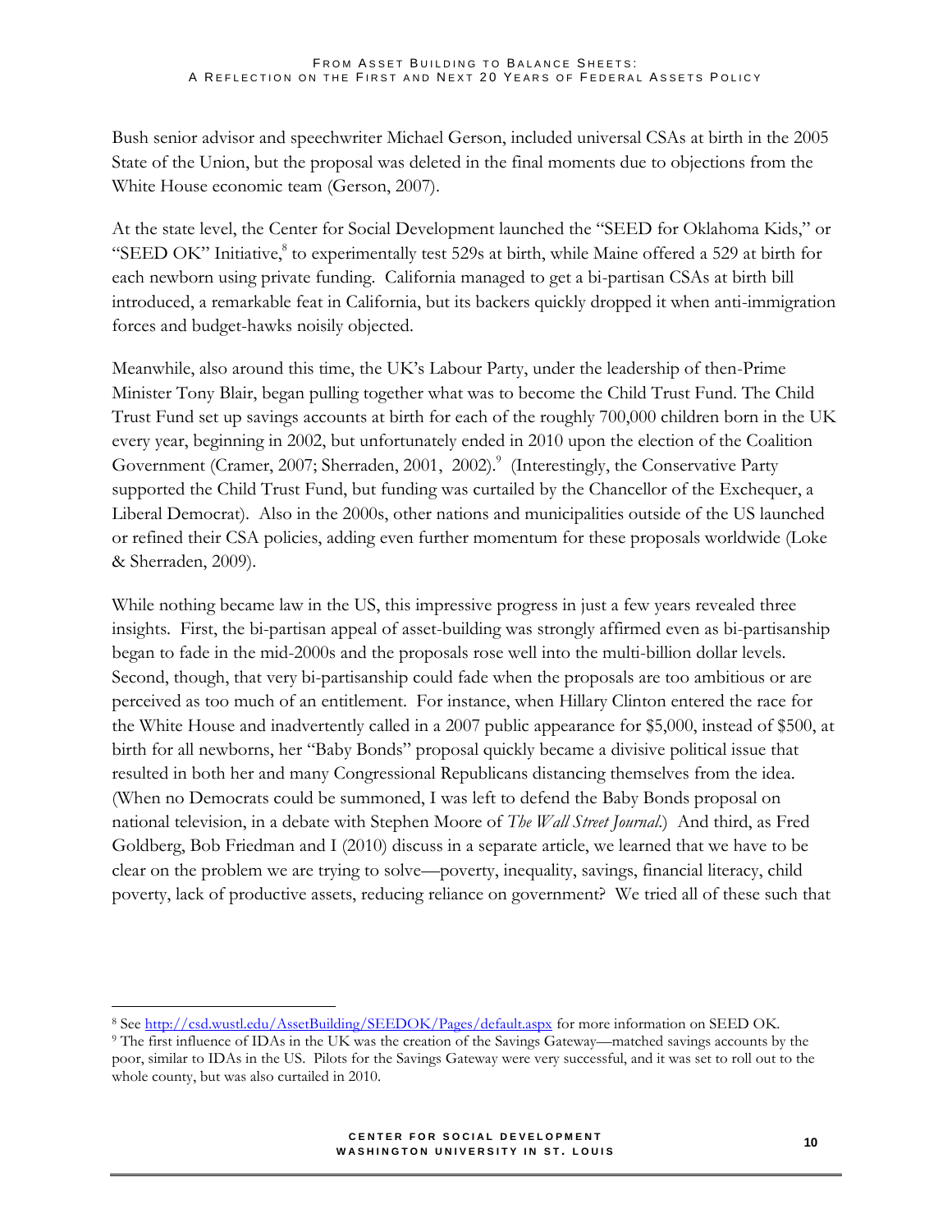Bush senior advisor and speechwriter Michael Gerson, included universal CSAs at birth in the 2005 State of the Union, but the proposal was deleted in the final moments due to objections from the White House economic team (Gerson, 2007).

At the state level, the Center for Social Development launched the "SEED for Oklahoma Kids," or "SEED OK" Initiative,[8] to experimentally test 529s at birth, while Maine offered a 529 at birth for each newborn using private funding. California managed to get a bi-partisan CSAs at birth bill introduced, a remarkable feat in California, but its backers quickly dropped it when anti-immigration forces and budget-hawks noisily objected.

Meanwhile, also around this time, the UK's Labour Party, under the leadership of then-Prime Minister Tony Blair, began pulling together what was to become the Child Trust Fund. The Child Trust Fund set up savings accounts at birth for each of the roughly 700,000 children born in the UK every year, beginning in 2002, but unfortunately ended in 2010 upon the election of the Coalition Government (Cramer, 2007; Sherraden, 2001, 2002).[9] (Interestingly, the Conservative Party supported the Child Trust Fund, but funding was curtailed by the Chancellor of the Exchequer, a Liberal Democrat). Also in the 2000s, other nations and municipalities outside of the US launched or refined their CSA policies, adding even further momentum for these proposals worldwide (Loke & Sherraden, 2009).

While nothing became law in the US, this impressive progress in just a few years revealed three insights. First, the bi-partisan appeal of asset-building was strongly affirmed even as bi-partisanship began to fade in the mid-2000s and the proposals rose well into the multi-billion dollar levels. Second, though, that very bi-partisanship could fade when the proposals are too ambitious or are perceived as too much of an entitlement. For instance, when Hillary Clinton entered the race for the White House and inadvertently called in a 2007 public appearance for $5,000, instead of $500, at birth for all newborns, her "Baby Bonds" proposal quickly became a divisive political issue that resulted in both her and many Congressional Republicans distancing themselves from the idea. (When no Democrats could be summoned, I was left to defend the Baby Bonds proposal on national television, in a debate with Stephen Moore of *The Wall Street Journal*.) And third, as Fred Goldberg, Bob Friedman and I (2010) discuss in a separate article, we learned that we have to be clear on the problem we are trying to solve—poverty, inequality, savings, financial literacy, child poverty, lack of productive assets, reducing reliance on government? We tried all of these such that

---

[8] See http://csd.wustl.edu/AssetBuilding/SEEDOK/Pages/default.aspx for more information on SEED OK.

[9] The first influence of IDAs in the UK was the creation of the Savings Gateway—matched savings accounts by the poor, similar to IDAs in the US. Pilots for the Savings Gateway were very successful, and it was set to roll out to the whole county, but was also curtailed in 2010.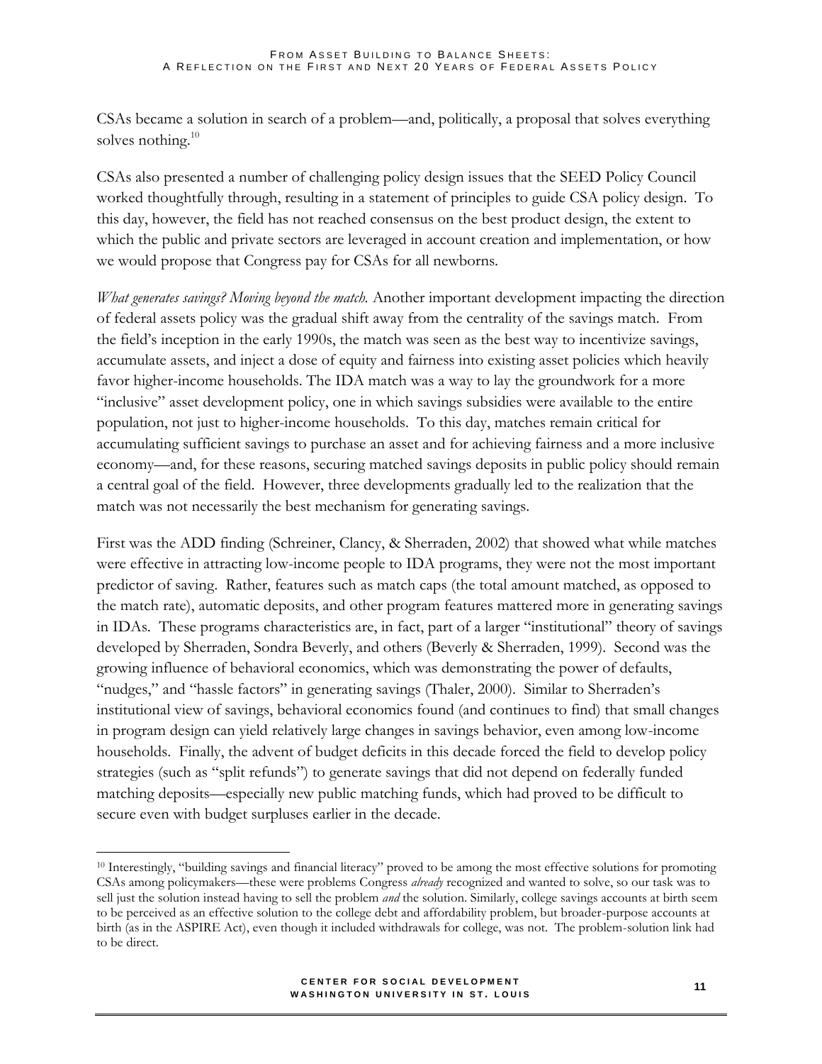CSAs became a solution in search of a problem—and, politically, a proposal that solves everything solves nothing.[10]

CSAs also presented a number of challenging policy design issues that the SEED Policy Council worked thoughtfully through, resulting in a statement of principles to guide CSA policy design. To this day, however, the field has not reached consensus on the best product design, the extent to which the public and private sectors are leveraged in account creation and implementation, or how we would propose that Congress pay for CSAs for all newborns.

*What generates savings? Moving beyond the match.* Another important development impacting the direction of federal assets policy was the gradual shift away from the centrality of the savings match. From the field's inception in the early 1990s, the match was seen as the best way to incentivize savings, accumulate assets, and inject a dose of equity and fairness into existing asset policies which heavily favor higher-income households. The IDA match was a way to lay the groundwork for a more "inclusive" asset development policy, one in which savings subsidies were available to the entire population, not just to higher-income households. To this day, matches remain critical for accumulating sufficient savings to purchase an asset and for achieving fairness and a more inclusive economy—and, for these reasons, securing matched savings deposits in public policy should remain a central goal of the field. However, three developments gradually led to the realization that the match was not necessarily the best mechanism for generating savings.

First was the ADD finding (Schreiner, Clancy, & Sherraden, 2002) that showed what while matches were effective in attracting low-income people to IDA programs, they were not the most important predictor of saving. Rather, features such as match caps (the total amount matched, as opposed to the match rate), automatic deposits, and other program features mattered more in generating savings in IDAs. These programs characteristics are, in fact, part of a larger "institutional" theory of savings developed by Sherraden, Sondra Beverly, and others (Beverly & Sherraden, 1999). Second was the growing influence of behavioral economics, which was demonstrating the power of defaults, "nudges," and "hassle factors" in generating savings (Thaler, 2000). Similar to Sherraden's institutional view of savings, behavioral economics found (and continues to find) that small changes in program design can yield relatively large changes in savings behavior, even among low-income households. Finally, the advent of budget deficits in this decade forced the field to develop policy strategies (such as "split refunds") to generate savings that did not depend on federally funded matching deposits—especially new public matching funds, which had proved to be difficult to secure even with budget surpluses earlier in the decade.

[10] Interestingly, "building savings and financial literacy" proved to be among the most effective solutions for promoting CSAs among policymakers—these were problems Congress *already* recognized and wanted to solve, so our task was to sell just the solution instead having to sell the problem *and* the solution. Similarly, college savings accounts at birth seem to be perceived as an effective solution to the college debt and affordability problem, but broader-purpose accounts at birth (as in the ASPIRE Act), even though it included withdrawals for college, was not. The problem-solution link had to be direct.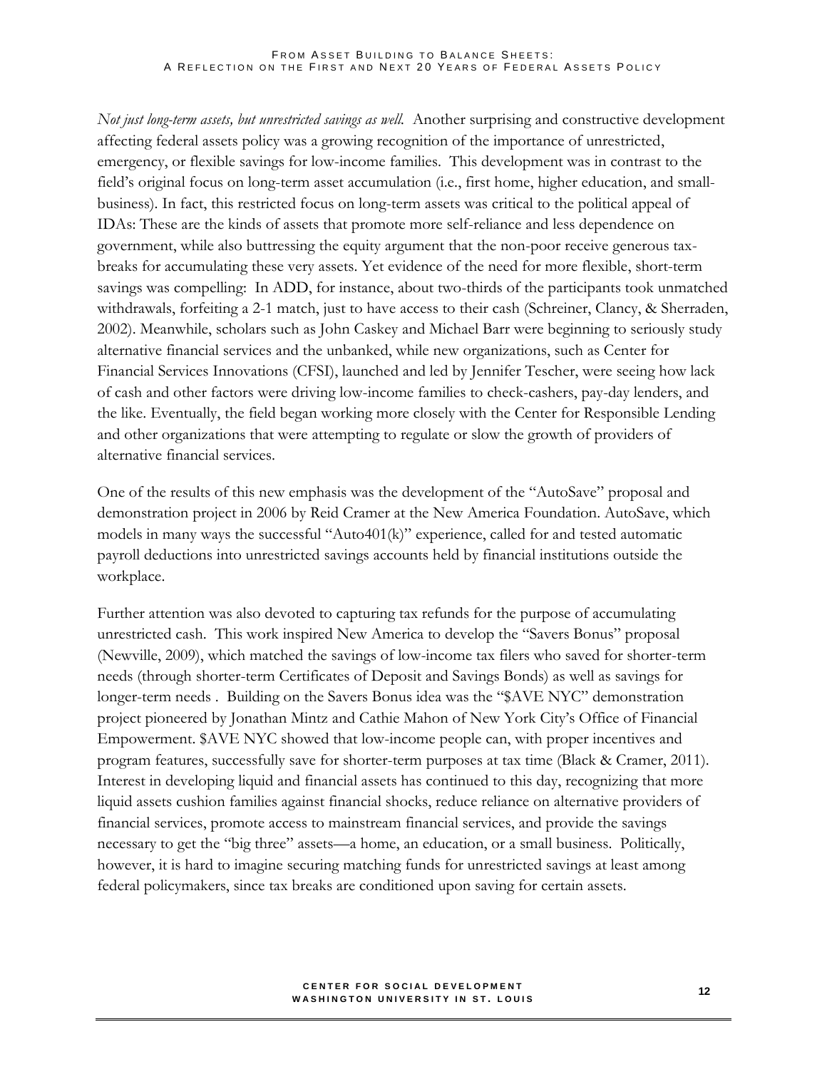*Not just long-term assets, but unrestricted savings as well.* Another surprising and constructive development affecting federal assets policy was a growing recognition of the importance of unrestricted, emergency, or flexible savings for low-income families. This development was in contrast to the field's original focus on long-term asset accumulation (i.e., first home, higher education, and small-business). In fact, this restricted focus on long-term assets was critical to the political appeal of IDAs: These are the kinds of assets that promote more self-reliance and less dependence on government, while also buttressing the equity argument that the non-poor receive generous tax-breaks for accumulating these very assets. Yet evidence of the need for more flexible, short-term savings was compelling: In ADD, for instance, about two-thirds of the participants took unmatched withdrawals, forfeiting a 2-1 match, just to have access to their cash (Schreiner, Clancy, & Sherraden, 2002). Meanwhile, scholars such as John Caskey and Michael Barr were beginning to seriously study alternative financial services and the unbanked, while new organizations, such as Center for Financial Services Innovations (CFSI), launched and led by Jennifer Tescher, were seeing how lack of cash and other factors were driving low-income families to check-cashers, pay-day lenders, and the like. Eventually, the field began working more closely with the Center for Responsible Lending and other organizations that were attempting to regulate or slow the growth of providers of alternative financial services.

One of the results of this new emphasis was the development of the "AutoSave" proposal and demonstration project in 2006 by Reid Cramer at the New America Foundation. AutoSave, which models in many ways the successful "Auto401(k)" experience, called for and tested automatic payroll deductions into unrestricted savings accounts held by financial institutions outside the workplace.

Further attention was also devoted to capturing tax refunds for the purpose of accumulating unrestricted cash. This work inspired New America to develop the "Savers Bonus" proposal (Newville, 2009), which matched the savings of low-income tax filers who saved for shorter-term needs (through shorter-term Certificates of Deposit and Savings Bonds) as well as savings for longer-term needs . Building on the Savers Bonus idea was the "$AVE NYC" demonstration project pioneered by Jonathan Mintz and Cathie Mahon of New York City's Office of Financial Empowerment. $AVE NYC showed that low-income people can, with proper incentives and program features, successfully save for shorter-term purposes at tax time (Black & Cramer, 2011). Interest in developing liquid and financial assets has continued to this day, recognizing that more liquid assets cushion families against financial shocks, reduce reliance on alternative providers of financial services, promote access to mainstream financial services, and provide the savings necessary to get the "big three" assets—a home, an education, or a small business. Politically, however, it is hard to imagine securing matching funds for unrestricted savings at least among federal policymakers, since tax breaks are conditioned upon saving for certain assets.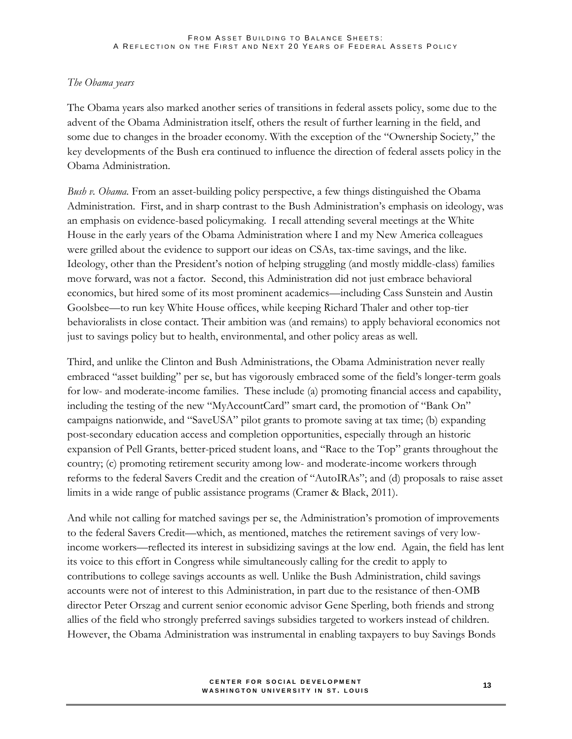*The Obama years*

The Obama years also marked another series of transitions in federal assets policy, some due to the advent of the Obama Administration itself, others the result of further learning in the field, and some due to changes in the broader economy. With the exception of the "Ownership Society," the key developments of the Bush era continued to influence the direction of federal assets policy in the Obama Administration.

*Bush v. Obama.* From an asset-building policy perspective, a few things distinguished the Obama Administration. First, and in sharp contrast to the Bush Administration's emphasis on ideology, was an emphasis on evidence-based policymaking. I recall attending several meetings at the White House in the early years of the Obama Administration where I and my New America colleagues were grilled about the evidence to support our ideas on CSAs, tax-time savings, and the like. Ideology, other than the President's notion of helping struggling (and mostly middle-class) families move forward, was not a factor. Second, this Administration did not just embrace behavioral economics, but hired some of its most prominent academics—including Cass Sunstein and Austin Goolsbee—to run key White House offices, while keeping Richard Thaler and other top-tier behavioralists in close contact. Their ambition was (and remains) to apply behavioral economics not just to savings policy but to health, environmental, and other policy areas as well.

Third, and unlike the Clinton and Bush Administrations, the Obama Administration never really embraced "asset building" per se, but has vigorously embraced some of the field's longer-term goals for low- and moderate-income families. These include (a) promoting financial access and capability, including the testing of the new "MyAccountCard" smart card, the promotion of "Bank On" campaigns nationwide, and "SaveUSA" pilot grants to promote saving at tax time; (b) expanding post-secondary education access and completion opportunities, especially through an historic expansion of Pell Grants, better-priced student loans, and "Race to the Top" grants throughout the country; (c) promoting retirement security among low- and moderate-income workers through reforms to the federal Savers Credit and the creation of "AutoIRAs"; and (d) proposals to raise asset limits in a wide range of public assistance programs (Cramer & Black, 2011).

And while not calling for matched savings per se, the Administration's promotion of improvements to the federal Savers Credit—which, as mentioned, matches the retirement savings of very low-income workers—reflected its interest in subsidizing savings at the low end. Again, the field has lent its voice to this effort in Congress while simultaneously calling for the credit to apply to contributions to college savings accounts as well. Unlike the Bush Administration, child savings accounts were not of interest to this Administration, in part due to the resistance of then-OMB director Peter Orszag and current senior economic advisor Gene Sperling, both friends and strong allies of the field who strongly preferred savings subsidies targeted to workers instead of children. However, the Obama Administration was instrumental in enabling taxpayers to buy Savings Bonds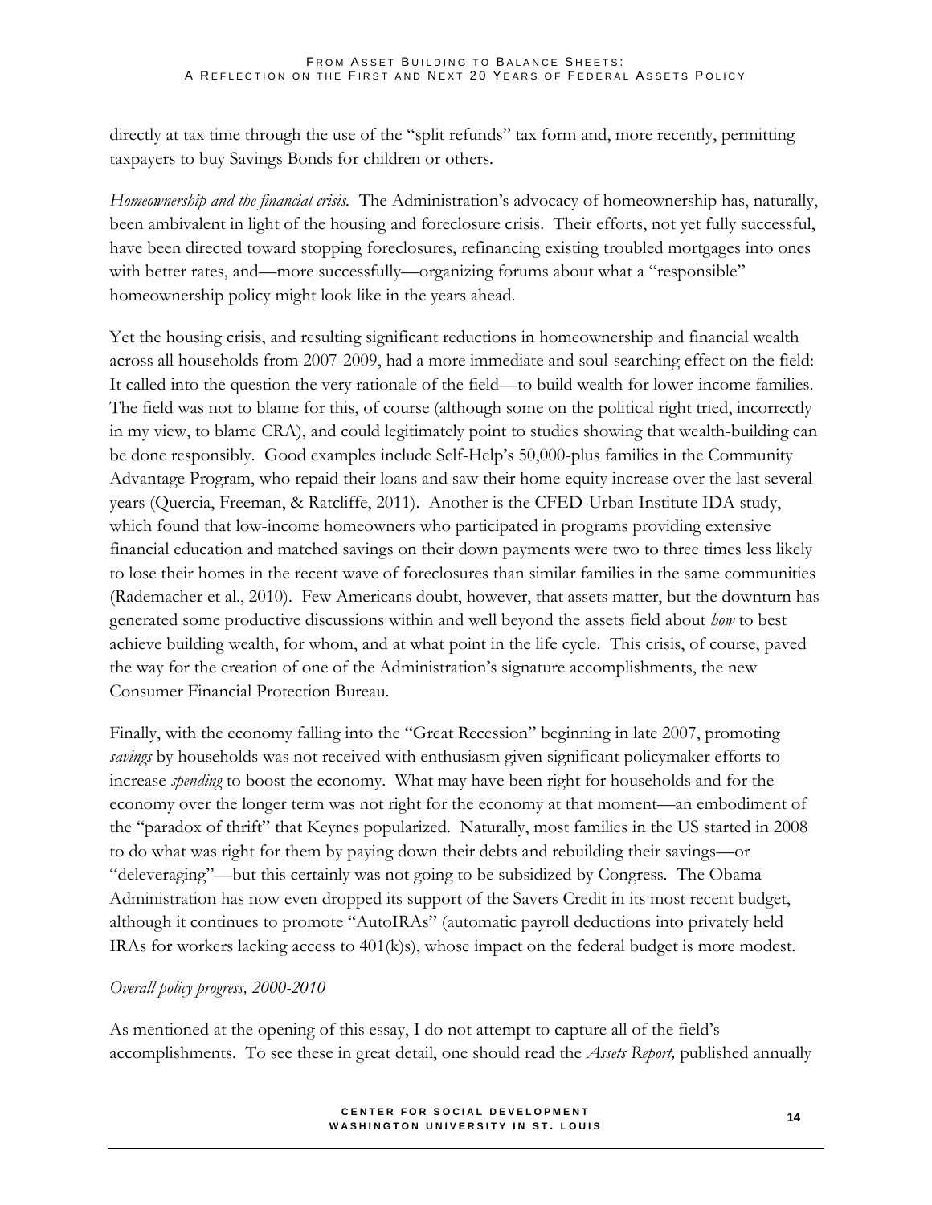directly at tax time through the use of the "split refunds" tax form and, more recently, permitting taxpayers to buy Savings Bonds for children or others.

*Homeownership and the financial crisis.* The Administration's advocacy of homeownership has, naturally, been ambivalent in light of the housing and foreclosure crisis. Their efforts, not yet fully successful, have been directed toward stopping foreclosures, refinancing existing troubled mortgages into ones with better rates, and—more successfully—organizing forums about what a "responsible" homeownership policy might look like in the years ahead.

Yet the housing crisis, and resulting significant reductions in homeownership and financial wealth across all households from 2007-2009, had a more immediate and soul-searching effect on the field: It called into the question the very rationale of the field—to build wealth for lower-income families. The field was not to blame for this, of course (although some on the political right tried, incorrectly in my view, to blame CRA), and could legitimately point to studies showing that wealth-building can be done responsibly. Good examples include Self-Help's 50,000-plus families in the Community Advantage Program, who repaid their loans and saw their home equity increase over the last several years (Quercia, Freeman, & Ratcliffe, 2011). Another is the CFED-Urban Institute IDA study, which found that low-income homeowners who participated in programs providing extensive financial education and matched savings on their down payments were two to three times less likely to lose their homes in the recent wave of foreclosures than similar families in the same communities (Rademacher et al., 2010). Few Americans doubt, however, that assets matter, but the downturn has generated some productive discussions within and well beyond the assets field about *how* to best achieve building wealth, for whom, and at what point in the life cycle. This crisis, of course, paved the way for the creation of one of the Administration's signature accomplishments, the new Consumer Financial Protection Bureau.

Finally, with the economy falling into the "Great Recession" beginning in late 2007, promoting *savings* by households was not received with enthusiasm given significant policymaker efforts to increase *spending* to boost the economy. What may have been right for households and for the economy over the longer term was not right for the economy at that moment—an embodiment of the "paradox of thrift" that Keynes popularized. Naturally, most families in the US started in 2008 to do what was right for them by paying down their debts and rebuilding their savings—or "deleveraging"—but this certainly was not going to be subsidized by Congress. The Obama Administration has now even dropped its support of the Savers Credit in its most recent budget, although it continues to promote "AutoIRAs" (automatic payroll deductions into privately held IRAs for workers lacking access to 401(k)s), whose impact on the federal budget is more modest.

*Overall policy progress, 2000-2010*

As mentioned at the opening of this essay, I do not attempt to capture all of the field's accomplishments. To see these in great detail, one should read the *Assets Report,* published annually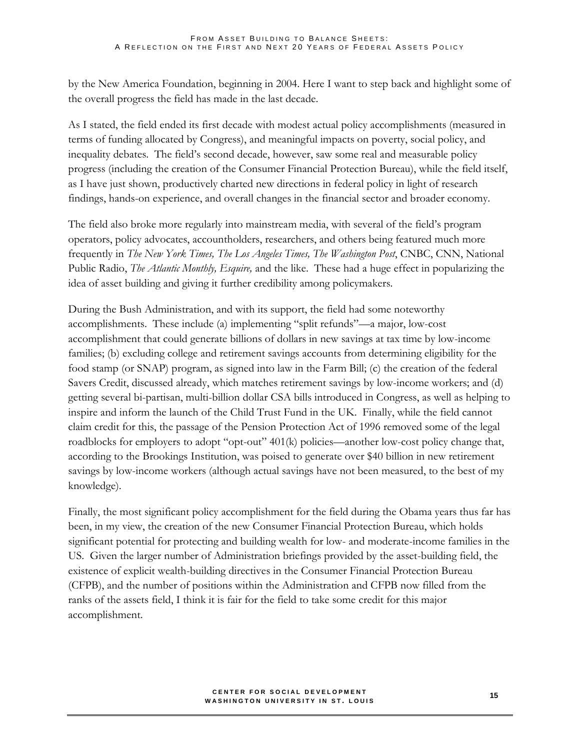by the New America Foundation, beginning in 2004. Here I want to step back and highlight some of the overall progress the field has made in the last decade.

As I stated, the field ended its first decade with modest actual policy accomplishments (measured in terms of funding allocated by Congress), and meaningful impacts on poverty, social policy, and inequality debates. The field's second decade, however, saw some real and measurable policy progress (including the creation of the Consumer Financial Protection Bureau), while the field itself, as I have just shown, productively charted new directions in federal policy in light of research findings, hands-on experience, and overall changes in the financial sector and broader economy.

The field also broke more regularly into mainstream media, with several of the field's program operators, policy advocates, accountholders, researchers, and others being featured much more frequently in *The New York Times, The Los Angeles Times, The Washington Post*, CNBC, CNN, National Public Radio, *The Atlantic Monthly, Esquire,* and the like. These had a huge effect in popularizing the idea of asset building and giving it further credibility among policymakers.

During the Bush Administration, and with its support, the field had some noteworthy accomplishments. These include (a) implementing "split refunds"—a major, low-cost accomplishment that could generate billions of dollars in new savings at tax time by low-income families; (b) excluding college and retirement savings accounts from determining eligibility for the food stamp (or SNAP) program, as signed into law in the Farm Bill; (c) the creation of the federal Savers Credit, discussed already, which matches retirement savings by low-income workers; and (d) getting several bi-partisan, multi-billion dollar CSA bills introduced in Congress, as well as helping to inspire and inform the launch of the Child Trust Fund in the UK. Finally, while the field cannot claim credit for this, the passage of the Pension Protection Act of 1996 removed some of the legal roadblocks for employers to adopt "opt-out" 401(k) policies—another low-cost policy change that, according to the Brookings Institution, was poised to generate over $40 billion in new retirement savings by low-income workers (although actual savings have not been measured, to the best of my knowledge).

Finally, the most significant policy accomplishment for the field during the Obama years thus far has been, in my view, the creation of the new Consumer Financial Protection Bureau, which holds significant potential for protecting and building wealth for low- and moderate-income families in the US. Given the larger number of Administration briefings provided by the asset-building field, the existence of explicit wealth-building directives in the Consumer Financial Protection Bureau (CFPB), and the number of positions within the Administration and CFPB now filled from the ranks of the assets field, I think it is fair for the field to take some credit for this major accomplishment.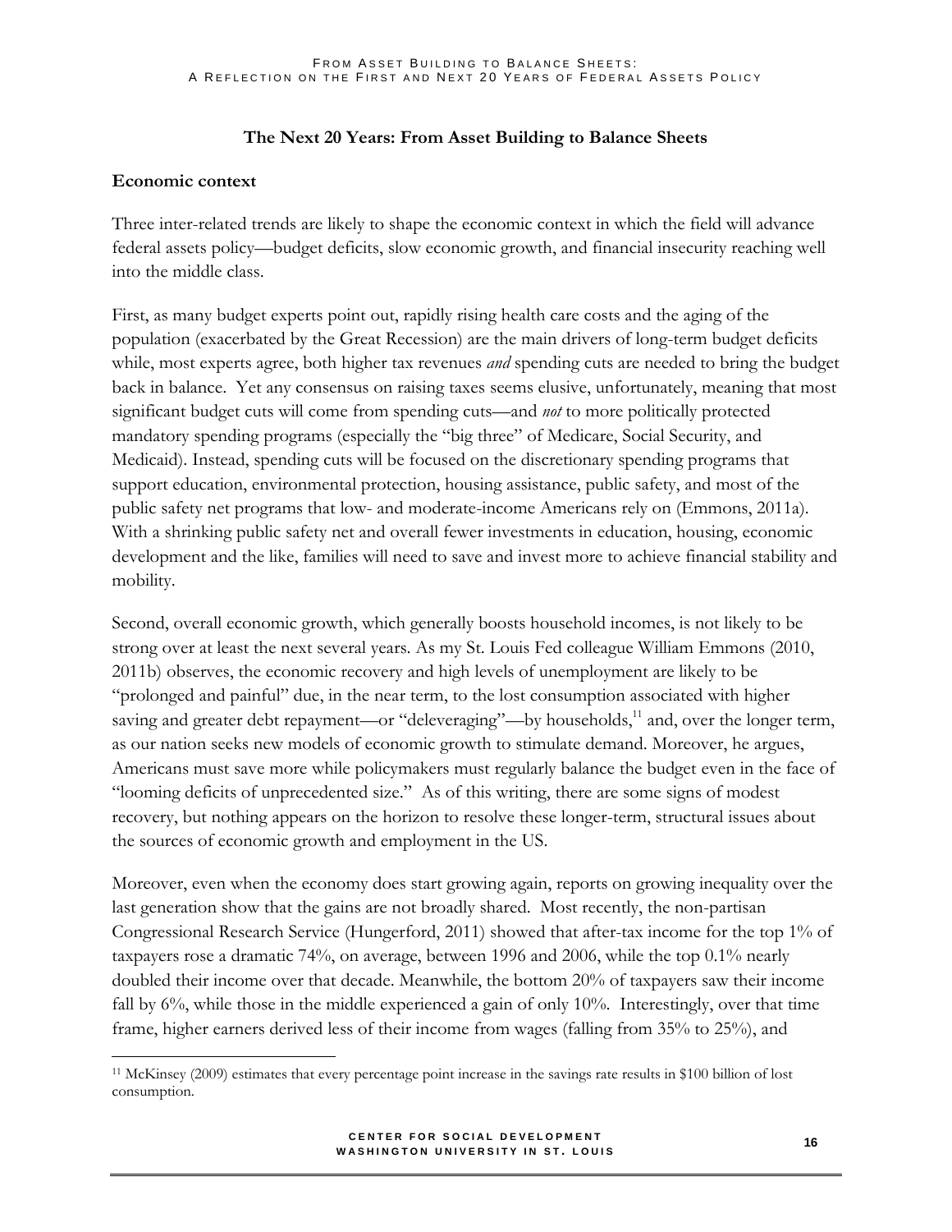## The Next 20 Years: From Asset Building to Balance Sheets

### Economic context

Three inter-related trends are likely to shape the economic context in which the field will advance federal assets policy—budget deficits, slow economic growth, and financial insecurity reaching well into the middle class.

First, as many budget experts point out, rapidly rising health care costs and the aging of the population (exacerbated by the Great Recession) are the main drivers of long-term budget deficits while, most experts agree, both higher tax revenues *and* spending cuts are needed to bring the budget back in balance. Yet any consensus on raising taxes seems elusive, unfortunately, meaning that most significant budget cuts will come from spending cuts—and *not* to more politically protected mandatory spending programs (especially the "big three" of Medicare, Social Security, and Medicaid). Instead, spending cuts will be focused on the discretionary spending programs that support education, environmental protection, housing assistance, public safety, and most of the public safety net programs that low- and moderate-income Americans rely on (Emmons, 2011a). With a shrinking public safety net and overall fewer investments in education, housing, economic development and the like, families will need to save and invest more to achieve financial stability and mobility.

Second, overall economic growth, which generally boosts household incomes, is not likely to be strong over at least the next several years. As my St. Louis Fed colleague William Emmons (2010, 2011b) observes, the economic recovery and high levels of unemployment are likely to be "prolonged and painful" due, in the near term, to the lost consumption associated with higher saving and greater debt repayment—or "deleveraging"—by households,[11] and, over the longer term, as our nation seeks new models of economic growth to stimulate demand. Moreover, he argues, Americans must save more while policymakers must regularly balance the budget even in the face of "looming deficits of unprecedented size." As of this writing, there are some signs of modest recovery, but nothing appears on the horizon to resolve these longer-term, structural issues about the sources of economic growth and employment in the US.

Moreover, even when the economy does start growing again, reports on growing inequality over the last generation show that the gains are not broadly shared. Most recently, the non-partisan Congressional Research Service (Hungerford, 2011) showed that after-tax income for the top 1% of taxpayers rose a dramatic 74%, on average, between 1996 and 2006, while the top 0.1% nearly doubled their income over that decade. Meanwhile, the bottom 20% of taxpayers saw their income fall by 6%, while those in the middle experienced a gain of only 10%. Interestingly, over that time frame, higher earners derived less of their income from wages (falling from 35% to 25%), and

[11] McKinsey (2009) estimates that every percentage point increase in the savings rate results in $100 billion of lost consumption.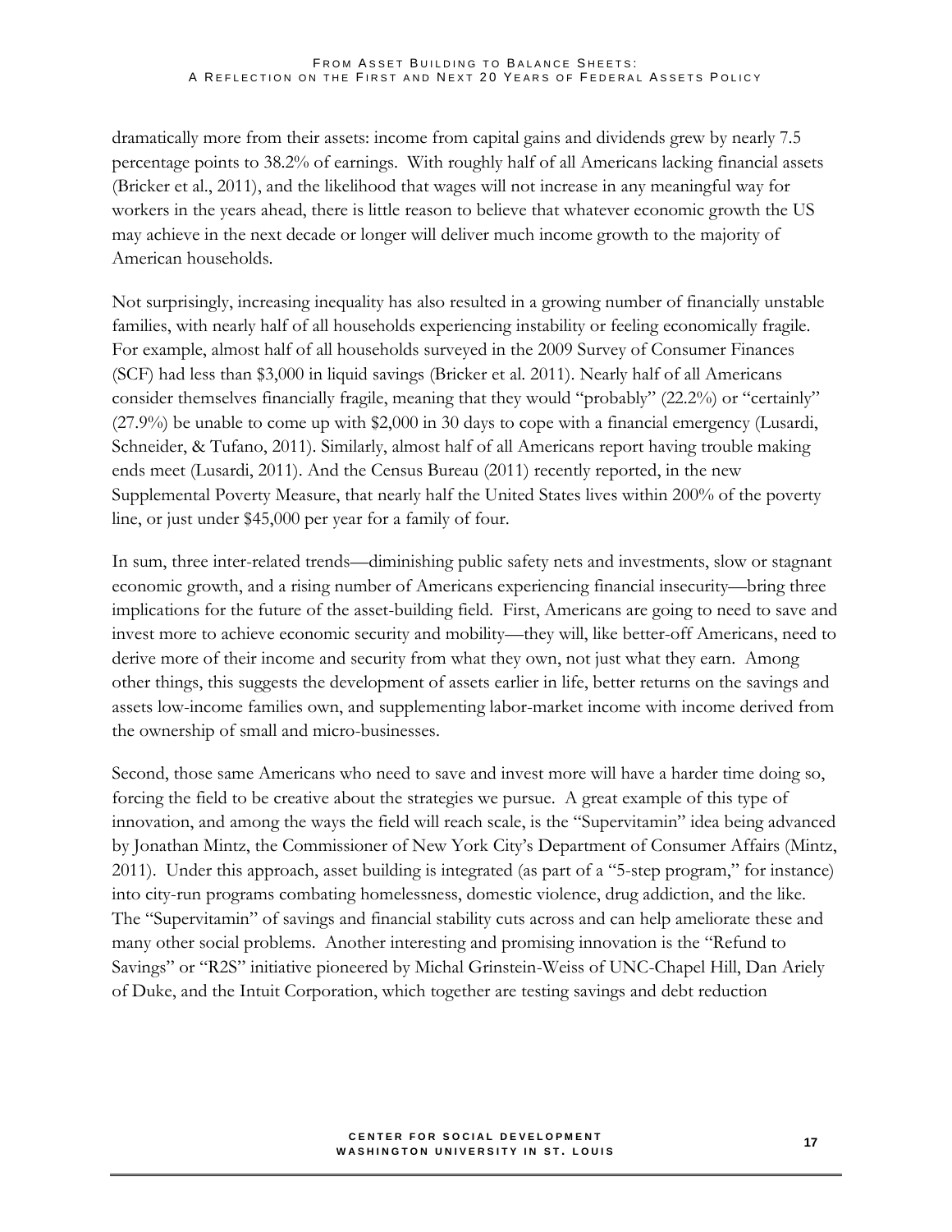dramatically more from their assets: income from capital gains and dividends grew by nearly 7.5 percentage points to 38.2% of earnings. With roughly half of all Americans lacking financial assets (Bricker et al., 2011), and the likelihood that wages will not increase in any meaningful way for workers in the years ahead, there is little reason to believe that whatever economic growth the US may achieve in the next decade or longer will deliver much income growth to the majority of American households.

Not surprisingly, increasing inequality has also resulted in a growing number of financially unstable families, with nearly half of all households experiencing instability or feeling economically fragile. For example, almost half of all households surveyed in the 2009 Survey of Consumer Finances (SCF) had less than $3,000 in liquid savings (Bricker et al. 2011). Nearly half of all Americans consider themselves financially fragile, meaning that they would "probably" (22.2%) or "certainly" (27.9%) be unable to come up with $2,000 in 30 days to cope with a financial emergency (Lusardi, Schneider, & Tufano, 2011). Similarly, almost half of all Americans report having trouble making ends meet (Lusardi, 2011). And the Census Bureau (2011) recently reported, in the new Supplemental Poverty Measure, that nearly half the United States lives within 200% of the poverty line, or just under $45,000 per year for a family of four.

In sum, three inter-related trends—diminishing public safety nets and investments, slow or stagnant economic growth, and a rising number of Americans experiencing financial insecurity—bring three implications for the future of the asset-building field. First, Americans are going to need to save and invest more to achieve economic security and mobility—they will, like better-off Americans, need to derive more of their income and security from what they own, not just what they earn. Among other things, this suggests the development of assets earlier in life, better returns on the savings and assets low-income families own, and supplementing labor-market income with income derived from the ownership of small and micro-businesses.

Second, those same Americans who need to save and invest more will have a harder time doing so, forcing the field to be creative about the strategies we pursue. A great example of this type of innovation, and among the ways the field will reach scale, is the "Supervitamin" idea being advanced by Jonathan Mintz, the Commissioner of New York City's Department of Consumer Affairs (Mintz, 2011). Under this approach, asset building is integrated (as part of a "5-step program," for instance) into city-run programs combating homelessness, domestic violence, drug addiction, and the like. The "Supervitamin" of savings and financial stability cuts across and can help ameliorate these and many other social problems. Another interesting and promising innovation is the "Refund to Savings" or "R2S" initiative pioneered by Michal Grinstein-Weiss of UNC-Chapel Hill, Dan Ariely of Duke, and the Intuit Corporation, which together are testing savings and debt reduction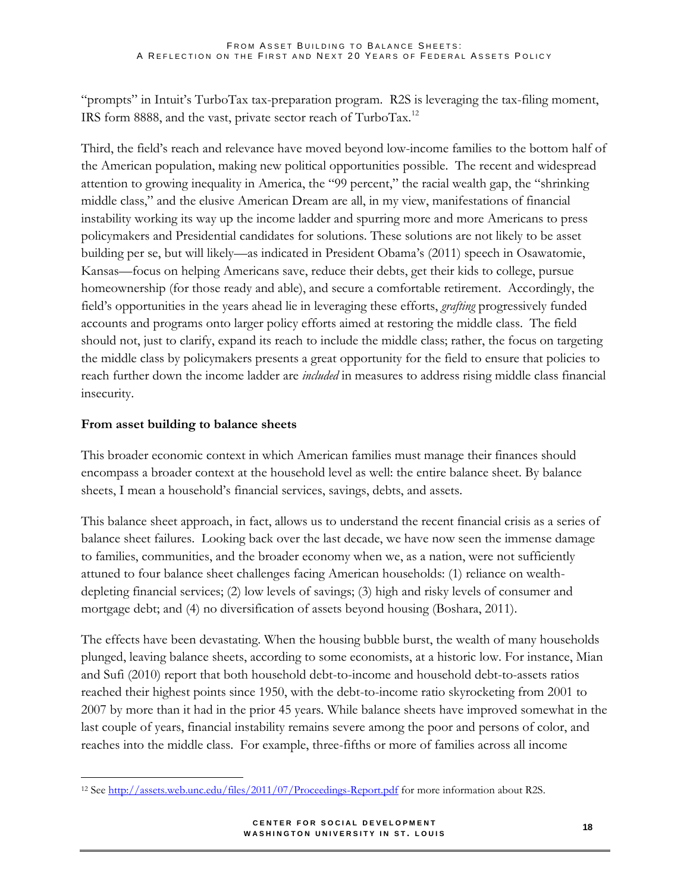"prompts" in Intuit's TurboTax tax-preparation program. R2S is leveraging the tax-filing moment, IRS form 8888, and the vast, private sector reach of TurboTax.[12]

Third, the field's reach and relevance have moved beyond low-income families to the bottom half of the American population, making new political opportunities possible. The recent and widespread attention to growing inequality in America, the "99 percent," the racial wealth gap, the "shrinking middle class," and the elusive American Dream are all, in my view, manifestations of financial instability working its way up the income ladder and spurring more and more Americans to press policymakers and Presidential candidates for solutions. These solutions are not likely to be asset building per se, but will likely—as indicated in President Obama's (2011) speech in Osawatomie, Kansas—focus on helping Americans save, reduce their debts, get their kids to college, pursue homeownership (for those ready and able), and secure a comfortable retirement. Accordingly, the field's opportunities in the years ahead lie in leveraging these efforts, *grafting* progressively funded accounts and programs onto larger policy efforts aimed at restoring the middle class. The field should not, just to clarify, expand its reach to include the middle class; rather, the focus on targeting the middle class by policymakers presents a great opportunity for the field to ensure that policies to reach further down the income ladder are *included* in measures to address rising middle class financial insecurity.

**From asset building to balance sheets**

This broader economic context in which American families must manage their finances should encompass a broader context at the household level as well: the entire balance sheet. By balance sheets, I mean a household's financial services, savings, debts, and assets.

This balance sheet approach, in fact, allows us to understand the recent financial crisis as a series of balance sheet failures. Looking back over the last decade, we have now seen the immense damage to families, communities, and the broader economy when we, as a nation, were not sufficiently attuned to four balance sheet challenges facing American households: (1) reliance on wealth-depleting financial services; (2) low levels of savings; (3) high and risky levels of consumer and mortgage debt; and (4) no diversification of assets beyond housing (Boshara, 2011).

The effects have been devastating. When the housing bubble burst, the wealth of many households plunged, leaving balance sheets, according to some economists, at a historic low. For instance, Mian and Sufi (2010) report that both household debt-to-income and household debt-to-assets ratios reached their highest points since 1950, with the debt-to-income ratio skyrocketing from 2001 to 2007 by more than it had in the prior 45 years. While balance sheets have improved somewhat in the last couple of years, financial instability remains severe among the poor and persons of color, and reaches into the middle class. For example, three-fifths or more of families across all income

---

[12] See http://assets.web.unc.edu/files/2011/07/Proceedings-Report.pdf for more information about R2S.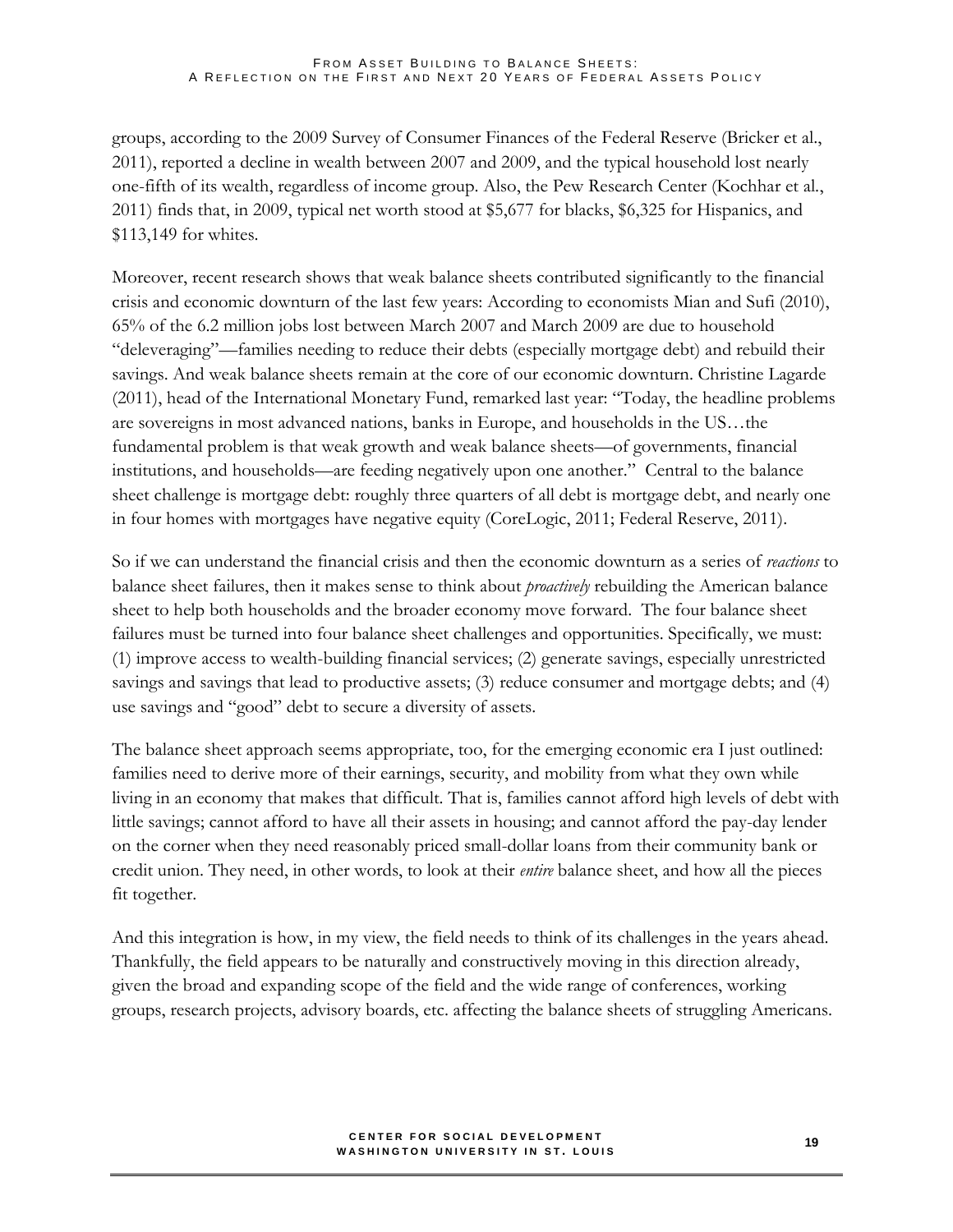groups, according to the 2009 Survey of Consumer Finances of the Federal Reserve (Bricker et al., 2011), reported a decline in wealth between 2007 and 2009, and the typical household lost nearly one-fifth of its wealth, regardless of income group. Also, the Pew Research Center (Kochhar et al., 2011) finds that, in 2009, typical net worth stood at $5,677 for blacks, $6,325 for Hispanics, and $113,149 for whites.

Moreover, recent research shows that weak balance sheets contributed significantly to the financial crisis and economic downturn of the last few years: According to economists Mian and Sufi (2010), 65% of the 6.2 million jobs lost between March 2007 and March 2009 are due to household "deleveraging"—families needing to reduce their debts (especially mortgage debt) and rebuild their savings. And weak balance sheets remain at the core of our economic downturn. Christine Lagarde (2011), head of the International Monetary Fund, remarked last year: "Today, the headline problems are sovereigns in most advanced nations, banks in Europe, and households in the US…the fundamental problem is that weak growth and weak balance sheets—of governments, financial institutions, and households—are feeding negatively upon one another." Central to the balance sheet challenge is mortgage debt: roughly three quarters of all debt is mortgage debt, and nearly one in four homes with mortgages have negative equity (CoreLogic, 2011; Federal Reserve, 2011).

So if we can understand the financial crisis and then the economic downturn as a series of *reactions* to balance sheet failures, then it makes sense to think about *proactively* rebuilding the American balance sheet to help both households and the broader economy move forward. The four balance sheet failures must be turned into four balance sheet challenges and opportunities. Specifically, we must: (1) improve access to wealth-building financial services; (2) generate savings, especially unrestricted savings and savings that lead to productive assets; (3) reduce consumer and mortgage debts; and (4) use savings and "good" debt to secure a diversity of assets.

The balance sheet approach seems appropriate, too, for the emerging economic era I just outlined: families need to derive more of their earnings, security, and mobility from what they own while living in an economy that makes that difficult. That is, families cannot afford high levels of debt with little savings; cannot afford to have all their assets in housing; and cannot afford the pay-day lender on the corner when they need reasonably priced small-dollar loans from their community bank or credit union. They need, in other words, to look at their *entire* balance sheet, and how all the pieces fit together.

And this integration is how, in my view, the field needs to think of its challenges in the years ahead. Thankfully, the field appears to be naturally and constructively moving in this direction already, given the broad and expanding scope of the field and the wide range of conferences, working groups, research projects, advisory boards, etc. affecting the balance sheets of struggling Americans.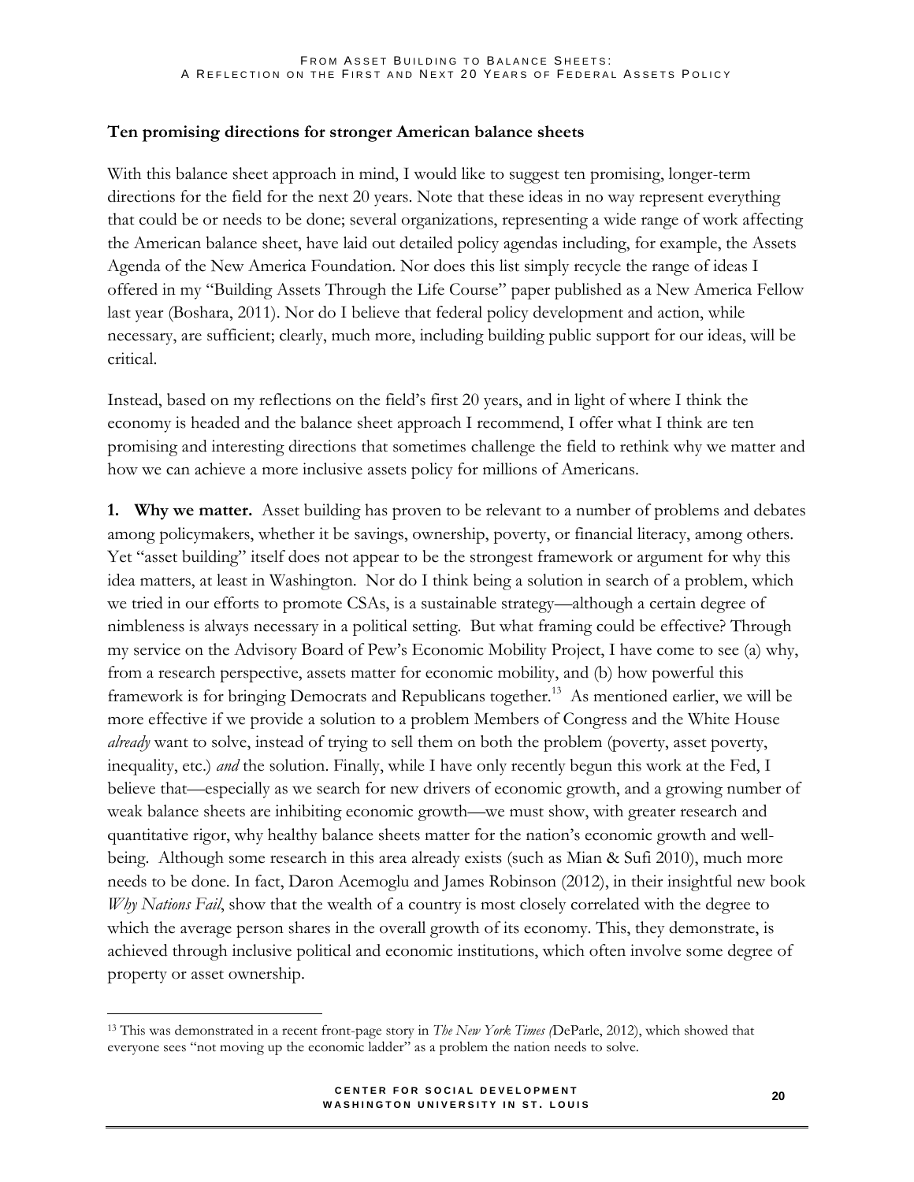**Ten promising directions for stronger American balance sheets**

With this balance sheet approach in mind, I would like to suggest ten promising, longer-term directions for the field for the next 20 years. Note that these ideas in no way represent everything that could be or needs to be done; several organizations, representing a wide range of work affecting the American balance sheet, have laid out detailed policy agendas including, for example, the Assets Agenda of the New America Foundation. Nor does this list simply recycle the range of ideas I offered in my "Building Assets Through the Life Course" paper published as a New America Fellow last year (Boshara, 2011). Nor do I believe that federal policy development and action, while necessary, are sufficient; clearly, much more, including building public support for our ideas, will be critical.

Instead, based on my reflections on the field's first 20 years, and in light of where I think the economy is headed and the balance sheet approach I recommend, I offer what I think are ten promising and interesting directions that sometimes challenge the field to rethink why we matter and how we can achieve a more inclusive assets policy for millions of Americans.

**1. Why we matter.** Asset building has proven to be relevant to a number of problems and debates among policymakers, whether it be savings, ownership, poverty, or financial literacy, among others. Yet "asset building" itself does not appear to be the strongest framework or argument for why this idea matters, at least in Washington. Nor do I think being a solution in search of a problem, which we tried in our efforts to promote CSAs, is a sustainable strategy—although a certain degree of nimbleness is always necessary in a political setting. But what framing could be effective? Through my service on the Advisory Board of Pew's Economic Mobility Project, I have come to see (a) why, from a research perspective, assets matter for economic mobility, and (b) how powerful this framework is for bringing Democrats and Republicans together.[13] As mentioned earlier, we will be more effective if we provide a solution to a problem Members of Congress and the White House *already* want to solve, instead of trying to sell them on both the problem (poverty, asset poverty, inequality, etc.) *and* the solution. Finally, while I have only recently begun this work at the Fed, I believe that—especially as we search for new drivers of economic growth, and a growing number of weak balance sheets are inhibiting economic growth—we must show, with greater research and quantitative rigor, why healthy balance sheets matter for the nation's economic growth and well-being. Although some research in this area already exists (such as Mian & Sufi 2010), much more needs to be done. In fact, Daron Acemoglu and James Robinson (2012), in their insightful new book *Why Nations Fail*, show that the wealth of a country is most closely correlated with the degree to which the average person shares in the overall growth of its economy. This, they demonstrate, is achieved through inclusive political and economic institutions, which often involve some degree of property or asset ownership.

[13] This was demonstrated in a recent front-page story in *The New York Times* (DeParle, 2012), which showed that everyone sees "not moving up the economic ladder" as a problem the nation needs to solve.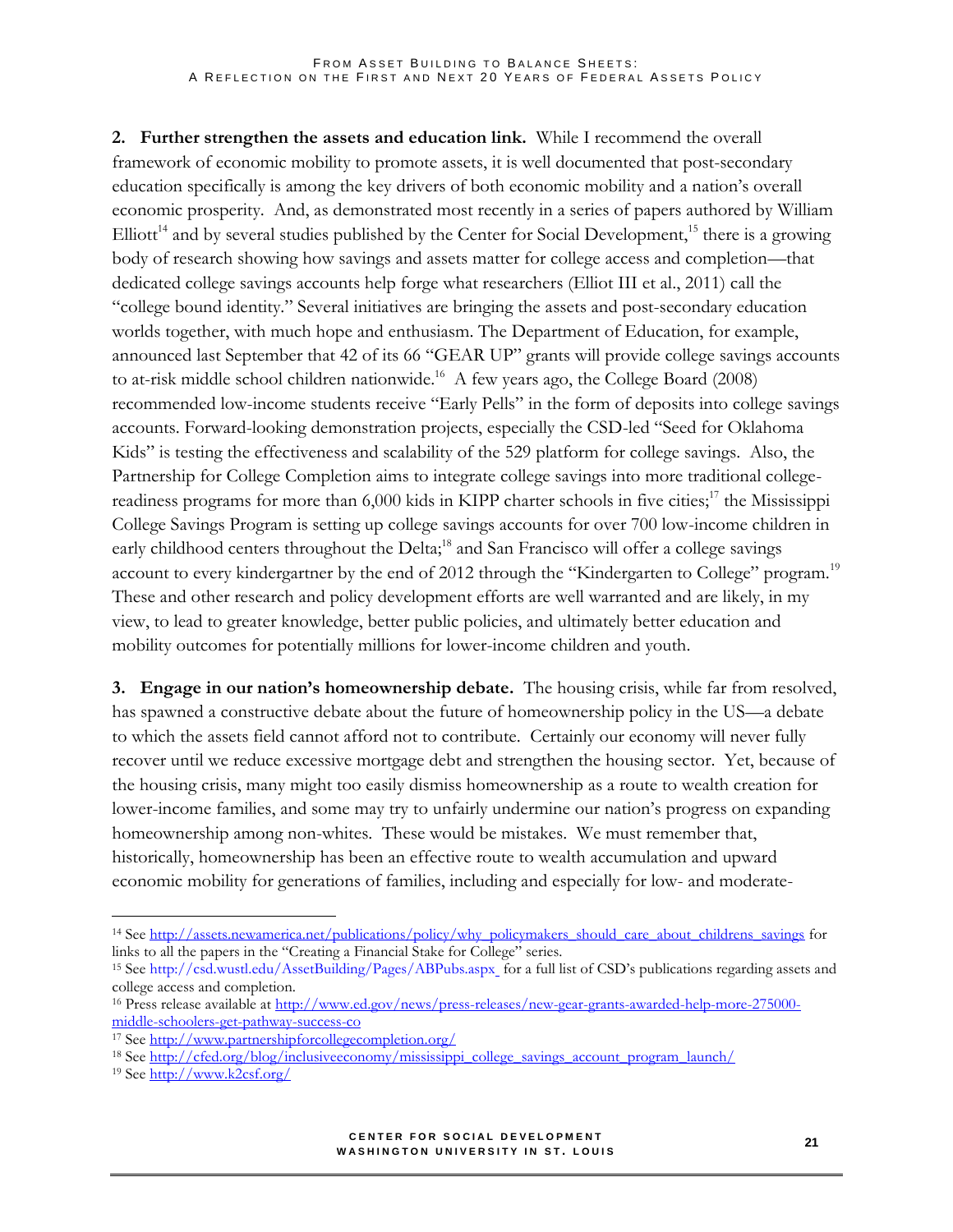**2. Further strengthen the assets and education link.** While I recommend the overall framework of economic mobility to promote assets, it is well documented that post-secondary education specifically is among the key drivers of both economic mobility and a nation's overall economic prosperity. And, as demonstrated most recently in a series of papers authored by William Elliott[14] and by several studies published by the Center for Social Development,[15] there is a growing body of research showing how savings and assets matter for college access and completion—that dedicated college savings accounts help forge what researchers (Elliot III et al., 2011) call the "college bound identity." Several initiatives are bringing the assets and post-secondary education worlds together, with much hope and enthusiasm. The Department of Education, for example, announced last September that 42 of its 66 "GEAR UP" grants will provide college savings accounts to at-risk middle school children nationwide.[16] A few years ago, the College Board (2008) recommended low-income students receive "Early Pells" in the form of deposits into college savings accounts. Forward-looking demonstration projects, especially the CSD-led "Seed for Oklahoma Kids" is testing the effectiveness and scalability of the 529 platform for college savings. Also, the Partnership for College Completion aims to integrate college savings into more traditional college-readiness programs for more than 6,000 kids in KIPP charter schools in five cities;[17] the Mississippi College Savings Program is setting up college savings accounts for over 700 low-income children in early childhood centers throughout the Delta;[18] and San Francisco will offer a college savings account to every kindergartner by the end of 2012 through the "Kindergarten to College" program.[19] These and other research and policy development efforts are well warranted and are likely, in my view, to lead to greater knowledge, better public policies, and ultimately better education and mobility outcomes for potentially millions for lower-income children and youth.

**3. Engage in our nation's homeownership debate.** The housing crisis, while far from resolved, has spawned a constructive debate about the future of homeownership policy in the US—a debate to which the assets field cannot afford not to contribute. Certainly our economy will never fully recover until we reduce excessive mortgage debt and strengthen the housing sector. Yet, because of the housing crisis, many might too easily dismiss homeownership as a route to wealth creation for lower-income families, and some may try to unfairly undermine our nation's progress on expanding homeownership among non-whites. These would be mistakes. We must remember that, historically, homeownership has been an effective route to wealth accumulation and upward economic mobility for generations of families, including and especially for low- and moderate-

---

[14] See http://assets.newamerica.net/publications/policy/why_policymakers_should_care_about_childrens_savings for links to all the papers in the "Creating a Financial Stake for College" series.

[15] See http://csd.wustl.edu/AssetBuilding/Pages/ABPubs.aspx for a full list of CSD's publications regarding assets and college access and completion.

[16] Press release available at http://www.ed.gov/news/press-releases/new-gear-grants-awarded-help-more-275000-middle-schoolers-get-pathway-success-co

[17] See http://www.partnershipforcollegecompletion.org/

[18] See http://cfed.org/blog/inclusiveeconomy/mississippi_college_savings_account_program_launch/

[19] See http://www.k2csf.org/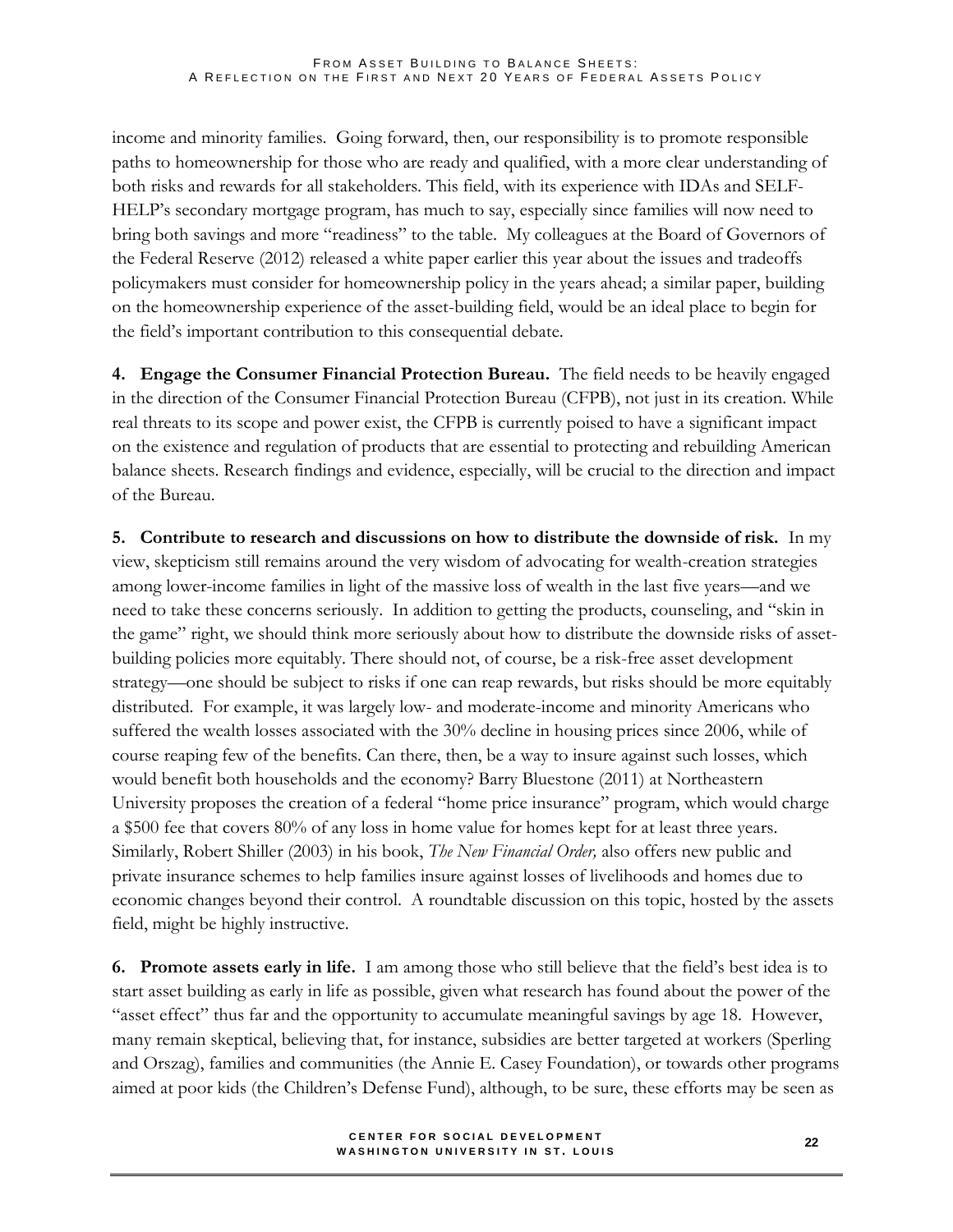income and minority families. Going forward, then, our responsibility is to promote responsible paths to homeownership for those who are ready and qualified, with a more clear understanding of both risks and rewards for all stakeholders. This field, with its experience with IDAs and SELF-HELP's secondary mortgage program, has much to say, especially since families will now need to bring both savings and more "readiness" to the table. My colleagues at the Board of Governors of the Federal Reserve (2012) released a white paper earlier this year about the issues and tradeoffs policymakers must consider for homeownership policy in the years ahead; a similar paper, building on the homeownership experience of the asset-building field, would be an ideal place to begin for the field's important contribution to this consequential debate.

**4. Engage the Consumer Financial Protection Bureau.** The field needs to be heavily engaged in the direction of the Consumer Financial Protection Bureau (CFPB), not just in its creation. While real threats to its scope and power exist, the CFPB is currently poised to have a significant impact on the existence and regulation of products that are essential to protecting and rebuilding American balance sheets. Research findings and evidence, especially, will be crucial to the direction and impact of the Bureau.

**5. Contribute to research and discussions on how to distribute the downside of risk.** In my view, skepticism still remains around the very wisdom of advocating for wealth-creation strategies among lower-income families in light of the massive loss of wealth in the last five years—and we need to take these concerns seriously. In addition to getting the products, counseling, and "skin in the game" right, we should think more seriously about how to distribute the downside risks of asset-building policies more equitably. There should not, of course, be a risk-free asset development strategy—one should be subject to risks if one can reap rewards, but risks should be more equitably distributed. For example, it was largely low- and moderate-income and minority Americans who suffered the wealth losses associated with the 30% decline in housing prices since 2006, while of course reaping few of the benefits. Can there, then, be a way to insure against such losses, which would benefit both households and the economy? Barry Bluestone (2011) at Northeastern University proposes the creation of a federal "home price insurance" program, which would charge a $500 fee that covers 80% of any loss in home value for homes kept for at least three years. Similarly, Robert Shiller (2003) in his book, *The New Financial Order,* also offers new public and private insurance schemes to help families insure against losses of livelihoods and homes due to economic changes beyond their control. A roundtable discussion on this topic, hosted by the assets field, might be highly instructive.

**6. Promote assets early in life.** I am among those who still believe that the field's best idea is to start asset building as early in life as possible, given what research has found about the power of the "asset effect" thus far and the opportunity to accumulate meaningful savings by age 18. However, many remain skeptical, believing that, for instance, subsidies are better targeted at workers (Sperling and Orszag), families and communities (the Annie E. Casey Foundation), or towards other programs aimed at poor kids (the Children's Defense Fund), although, to be sure, these efforts may be seen as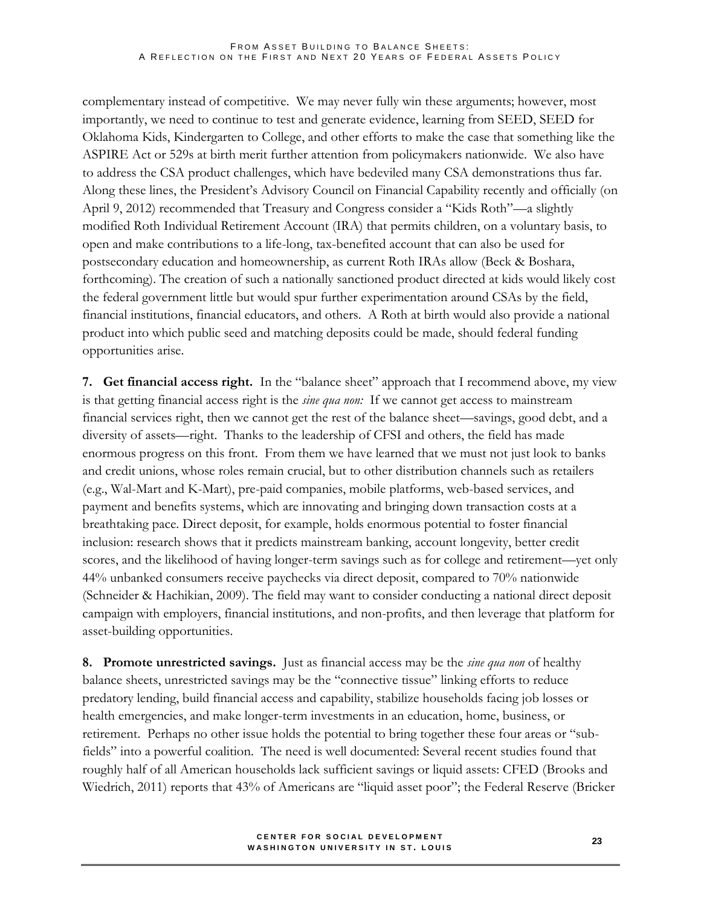complementary instead of competitive. We may never fully win these arguments; however, most importantly, we need to continue to test and generate evidence, learning from SEED, SEED for Oklahoma Kids, Kindergarten to College, and other efforts to make the case that something like the ASPIRE Act or 529s at birth merit further attention from policymakers nationwide. We also have to address the CSA product challenges, which have bedeviled many CSA demonstrations thus far. Along these lines, the President's Advisory Council on Financial Capability recently and officially (on April 9, 2012) recommended that Treasury and Congress consider a "Kids Roth"—a slightly modified Roth Individual Retirement Account (IRA) that permits children, on a voluntary basis, to open and make contributions to a life-long, tax-benefited account that can also be used for postsecondary education and homeownership, as current Roth IRAs allow (Beck & Boshara, forthcoming). The creation of such a nationally sanctioned product directed at kids would likely cost the federal government little but would spur further experimentation around CSAs by the field, financial institutions, financial educators, and others. A Roth at birth would also provide a national product into which public seed and matching deposits could be made, should federal funding opportunities arise.

**7. Get financial access right.** In the "balance sheet" approach that I recommend above, my view is that getting financial access right is the *sine qua non:* If we cannot get access to mainstream financial services right, then we cannot get the rest of the balance sheet—savings, good debt, and a diversity of assets—right. Thanks to the leadership of CFSI and others, the field has made enormous progress on this front. From them we have learned that we must not just look to banks and credit unions, whose roles remain crucial, but to other distribution channels such as retailers (e.g., Wal-Mart and K-Mart), pre-paid companies, mobile platforms, web-based services, and payment and benefits systems, which are innovating and bringing down transaction costs at a breathtaking pace. Direct deposit, for example, holds enormous potential to foster financial inclusion: research shows that it predicts mainstream banking, account longevity, better credit scores, and the likelihood of having longer-term savings such as for college and retirement—yet only 44% unbanked consumers receive paychecks via direct deposit, compared to 70% nationwide (Schneider & Hachikian, 2009). The field may want to consider conducting a national direct deposit campaign with employers, financial institutions, and non-profits, and then leverage that platform for asset-building opportunities.

**8. Promote unrestricted savings.** Just as financial access may be the *sine qua non* of healthy balance sheets, unrestricted savings may be the "connective tissue" linking efforts to reduce predatory lending, build financial access and capability, stabilize households facing job losses or health emergencies, and make longer-term investments in an education, home, business, or retirement. Perhaps no other issue holds the potential to bring together these four areas or "sub-fields" into a powerful coalition. The need is well documented: Several recent studies found that roughly half of all American households lack sufficient savings or liquid assets: CFED (Brooks and Wiedrich, 2011) reports that 43% of Americans are "liquid asset poor"; the Federal Reserve (Bricker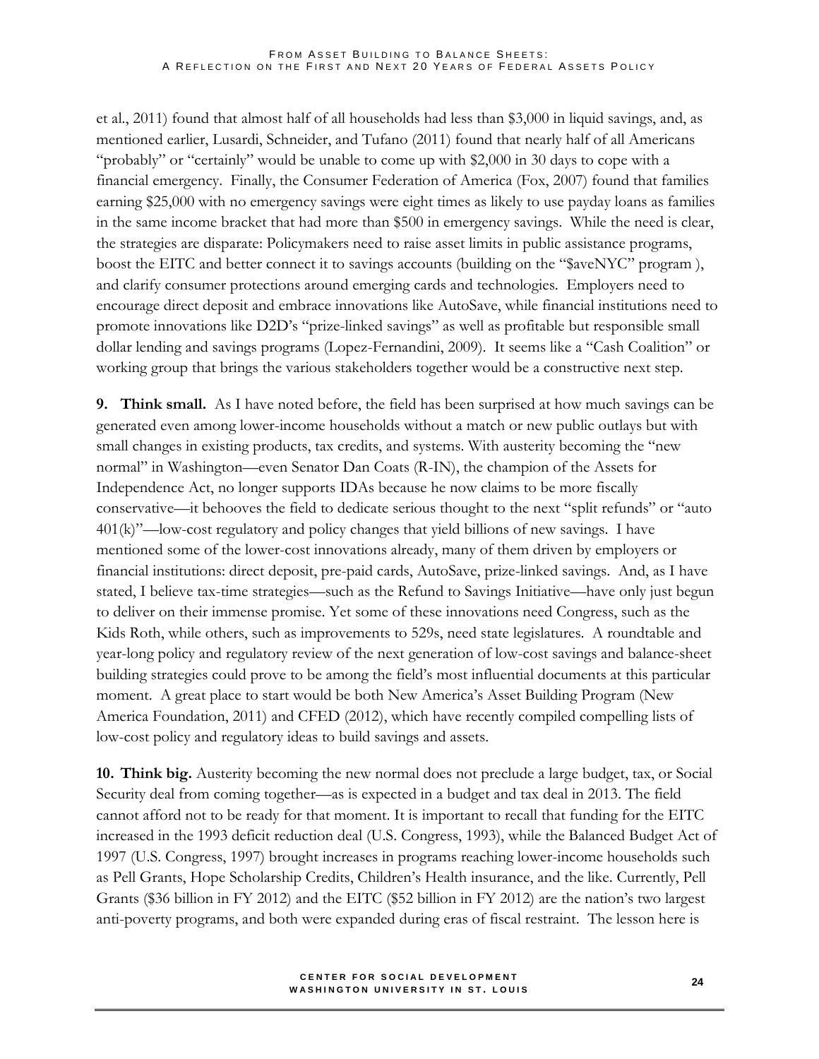et al., 2011) found that almost half of all households had less than $3,000 in liquid savings, and, as mentioned earlier, Lusardi, Schneider, and Tufano (2011) found that nearly half of all Americans "probably" or "certainly" would be unable to come up with $2,000 in 30 days to cope with a financial emergency. Finally, the Consumer Federation of America (Fox, 2007) found that families earning $25,000 with no emergency savings were eight times as likely to use payday loans as families in the same income bracket that had more than $500 in emergency savings. While the need is clear, the strategies are disparate: Policymakers need to raise asset limits in public assistance programs, boost the EITC and better connect it to savings accounts (building on the "$aveNYC" program ), and clarify consumer protections around emerging cards and technologies. Employers need to encourage direct deposit and embrace innovations like AutoSave, while financial institutions need to promote innovations like D2D's "prize-linked savings" as well as profitable but responsible small dollar lending and savings programs (Lopez-Fernandini, 2009). It seems like a "Cash Coalition" or working group that brings the various stakeholders together would be a constructive next step.

**9. Think small.** As I have noted before, the field has been surprised at how much savings can be generated even among lower-income households without a match or new public outlays but with small changes in existing products, tax credits, and systems. With austerity becoming the "new normal" in Washington—even Senator Dan Coats (R-IN), the champion of the Assets for Independence Act, no longer supports IDAs because he now claims to be more fiscally conservative—it behooves the field to dedicate serious thought to the next "split refunds" or "auto 401(k)"—low-cost regulatory and policy changes that yield billions of new savings. I have mentioned some of the lower-cost innovations already, many of them driven by employers or financial institutions: direct deposit, pre-paid cards, AutoSave, prize-linked savings. And, as I have stated, I believe tax-time strategies—such as the Refund to Savings Initiative—have only just begun to deliver on their immense promise. Yet some of these innovations need Congress, such as the Kids Roth, while others, such as improvements to 529s, need state legislatures. A roundtable and year-long policy and regulatory review of the next generation of low-cost savings and balance-sheet building strategies could prove to be among the field's most influential documents at this particular moment. A great place to start would be both New America's Asset Building Program (New America Foundation, 2011) and CFED (2012), which have recently compiled compelling lists of low-cost policy and regulatory ideas to build savings and assets.

**10. Think big.** Austerity becoming the new normal does not preclude a large budget, tax, or Social Security deal from coming together—as is expected in a budget and tax deal in 2013. The field cannot afford not to be ready for that moment. It is important to recall that funding for the EITC increased in the 1993 deficit reduction deal (U.S. Congress, 1993), while the Balanced Budget Act of 1997 (U.S. Congress, 1997) brought increases in programs reaching lower-income households such as Pell Grants, Hope Scholarship Credits, Children's Health insurance, and the like. Currently, Pell Grants ($36 billion in FY 2012) and the EITC ($52 billion in FY 2012) are the nation's two largest anti-poverty programs, and both were expanded during eras of fiscal restraint. The lesson here is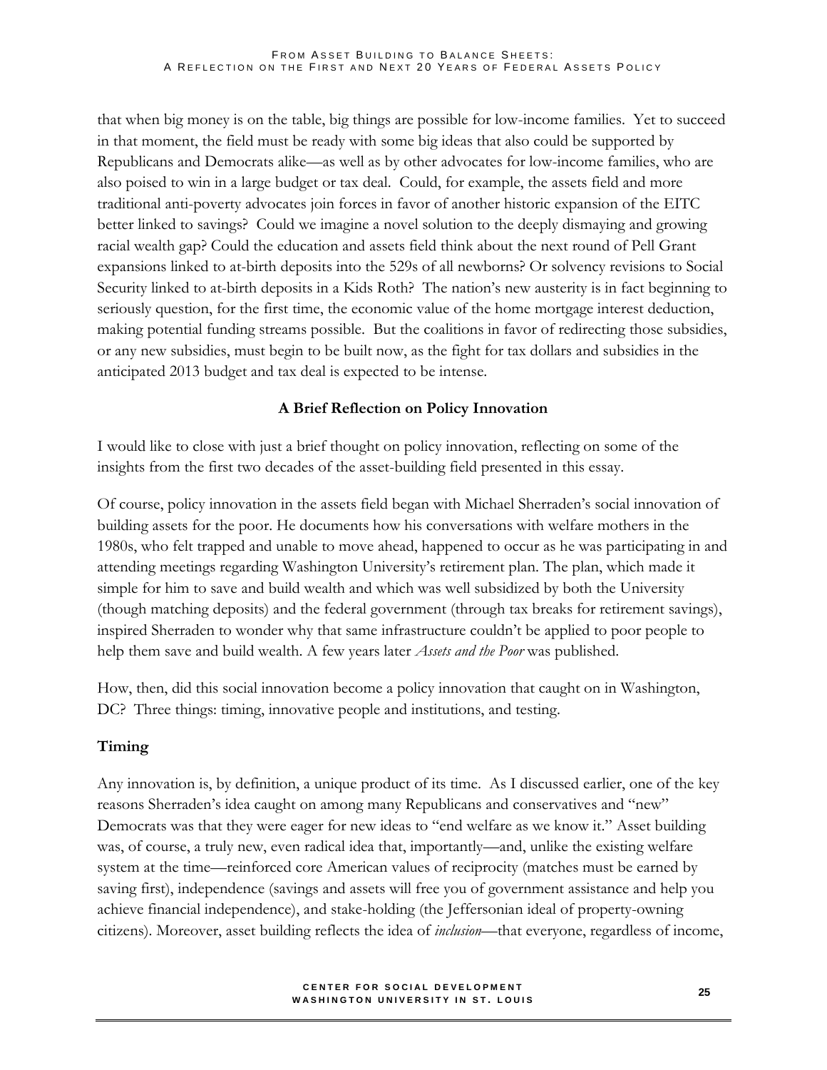that when big money is on the table, big things are possible for low-income families. Yet to succeed in that moment, the field must be ready with some big ideas that also could be supported by Republicans and Democrats alike—as well as by other advocates for low-income families, who are also poised to win in a large budget or tax deal. Could, for example, the assets field and more traditional anti-poverty advocates join forces in favor of another historic expansion of the EITC better linked to savings? Could we imagine a novel solution to the deeply dismaying and growing racial wealth gap? Could the education and assets field think about the next round of Pell Grant expansions linked to at-birth deposits into the 529s of all newborns? Or solvency revisions to Social Security linked to at-birth deposits in a Kids Roth? The nation's new austerity is in fact beginning to seriously question, for the first time, the economic value of the home mortgage interest deduction, making potential funding streams possible. But the coalitions in favor of redirecting those subsidies, or any new subsidies, must begin to be built now, as the fight for tax dollars and subsidies in the anticipated 2013 budget and tax deal is expected to be intense.

## A Brief Reflection on Policy Innovation

I would like to close with just a brief thought on policy innovation, reflecting on some of the insights from the first two decades of the asset-building field presented in this essay.

Of course, policy innovation in the assets field began with Michael Sherraden's social innovation of building assets for the poor. He documents how his conversations with welfare mothers in the 1980s, who felt trapped and unable to move ahead, happened to occur as he was participating in and attending meetings regarding Washington University's retirement plan. The plan, which made it simple for him to save and build wealth and which was well subsidized by both the University (though matching deposits) and the federal government (through tax breaks for retirement savings), inspired Sherraden to wonder why that same infrastructure couldn't be applied to poor people to help them save and build wealth. A few years later *Assets and the Poor* was published.

How, then, did this social innovation become a policy innovation that caught on in Washington, DC? Three things: timing, innovative people and institutions, and testing.

### Timing

Any innovation is, by definition, a unique product of its time. As I discussed earlier, one of the key reasons Sherraden's idea caught on among many Republicans and conservatives and "new" Democrats was that they were eager for new ideas to "end welfare as we know it." Asset building was, of course, a truly new, even radical idea that, importantly—and, unlike the existing welfare system at the time—reinforced core American values of reciprocity (matches must be earned by saving first), independence (savings and assets will free you of government assistance and help you achieve financial independence), and stake-holding (the Jeffersonian ideal of property-owning citizens). Moreover, asset building reflects the idea of *inclusion*—that everyone, regardless of income,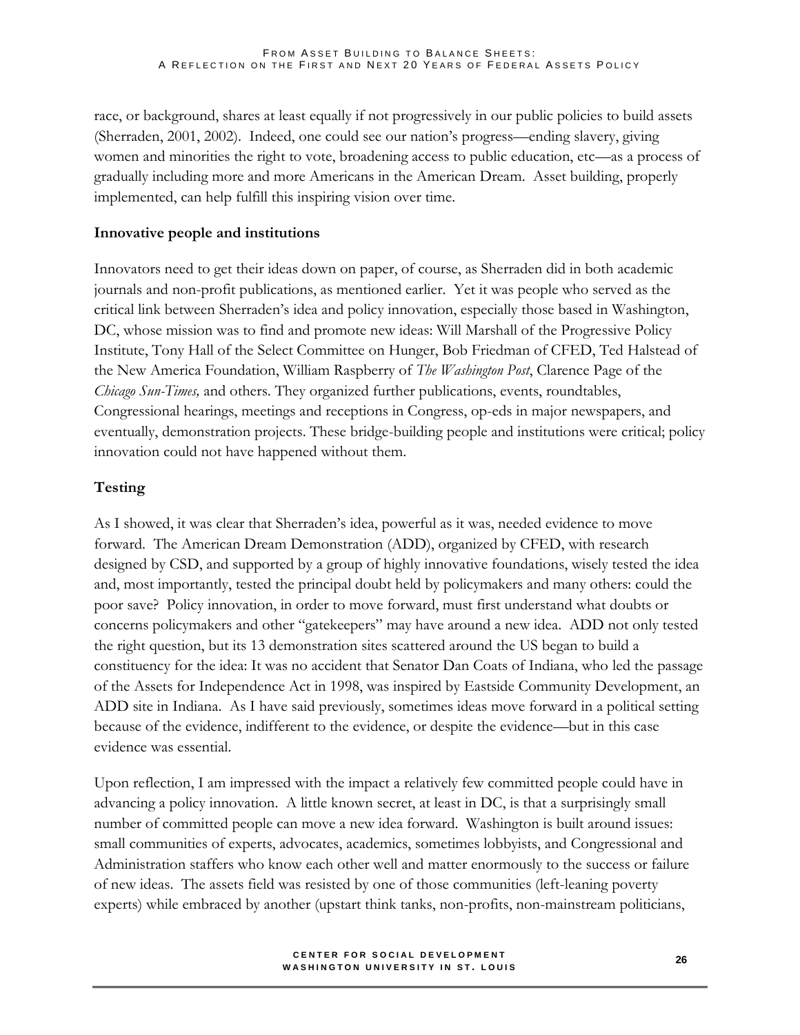race, or background, shares at least equally if not progressively in our public policies to build assets (Sherraden, 2001, 2002). Indeed, one could see our nation's progress—ending slavery, giving women and minorities the right to vote, broadening access to public education, etc—as a process of gradually including more and more Americans in the American Dream. Asset building, properly implemented, can help fulfill this inspiring vision over time.

**Innovative people and institutions**

Innovators need to get their ideas down on paper, of course, as Sherraden did in both academic journals and non-profit publications, as mentioned earlier. Yet it was people who served as the critical link between Sherraden's idea and policy innovation, especially those based in Washington, DC, whose mission was to find and promote new ideas: Will Marshall of the Progressive Policy Institute, Tony Hall of the Select Committee on Hunger, Bob Friedman of CFED, Ted Halstead of the New America Foundation, William Raspberry of *The Washington Post*, Clarence Page of the *Chicago Sun-Times,* and others. They organized further publications, events, roundtables, Congressional hearings, meetings and receptions in Congress, op-eds in major newspapers, and eventually, demonstration projects. These bridge-building people and institutions were critical; policy innovation could not have happened without them.

## Testing

As I showed, it was clear that Sherraden's idea, powerful as it was, needed evidence to move forward. The American Dream Demonstration (ADD), organized by CFED, with research designed by CSD, and supported by a group of highly innovative foundations, wisely tested the idea and, most importantly, tested the principal doubt held by policymakers and many others: could the poor save? Policy innovation, in order to move forward, must first understand what doubts or concerns policymakers and other "gatekeepers" may have around a new idea. ADD not only tested the right question, but its 13 demonstration sites scattered around the US began to build a constituency for the idea: It was no accident that Senator Dan Coats of Indiana, who led the passage of the Assets for Independence Act in 1998, was inspired by Eastside Community Development, an ADD site in Indiana. As I have said previously, sometimes ideas move forward in a political setting because of the evidence, indifferent to the evidence, or despite the evidence—but in this case evidence was essential.

Upon reflection, I am impressed with the impact a relatively few committed people could have in advancing a policy innovation. A little known secret, at least in DC, is that a surprisingly small number of committed people can move a new idea forward. Washington is built around issues: small communities of experts, advocates, academics, sometimes lobbyists, and Congressional and Administration staffers who know each other well and matter enormously to the success or failure of new ideas. The assets field was resisted by one of those communities (left-leaning poverty experts) while embraced by another (upstart think tanks, non-profits, non-mainstream politicians,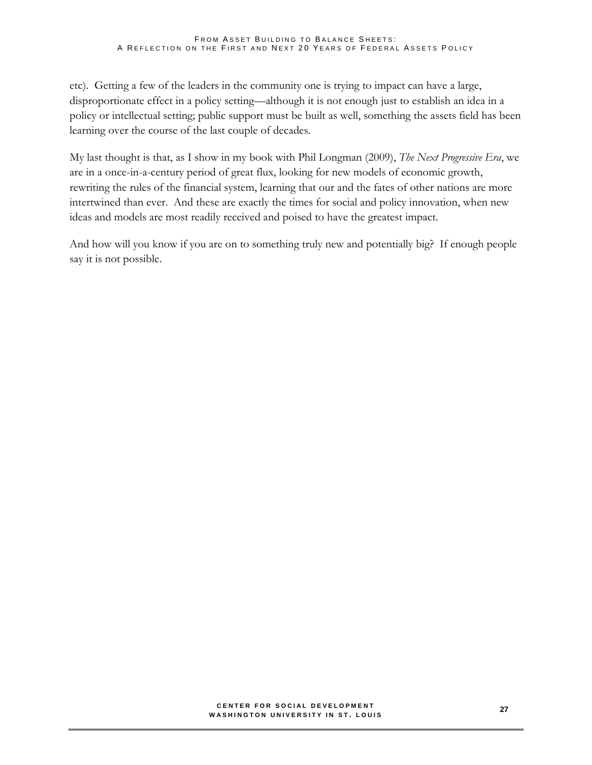etc). Getting a few of the leaders in the community one is trying to impact can have a large, disproportionate effect in a policy setting—although it is not enough just to establish an idea in a policy or intellectual setting; public support must be built as well, something the assets field has been learning over the course of the last couple of decades.

My last thought is that, as I show in my book with Phil Longman (2009), *The Next Progressive Era*, we are in a once-in-a-century period of great flux, looking for new models of economic growth, rewriting the rules of the financial system, learning that our and the fates of other nations are more intertwined than ever. And these are exactly the times for social and policy innovation, when new ideas and models are most readily received and poised to have the greatest impact.

And how will you know if you are on to something truly new and potentially big? If enough people say it is not possible.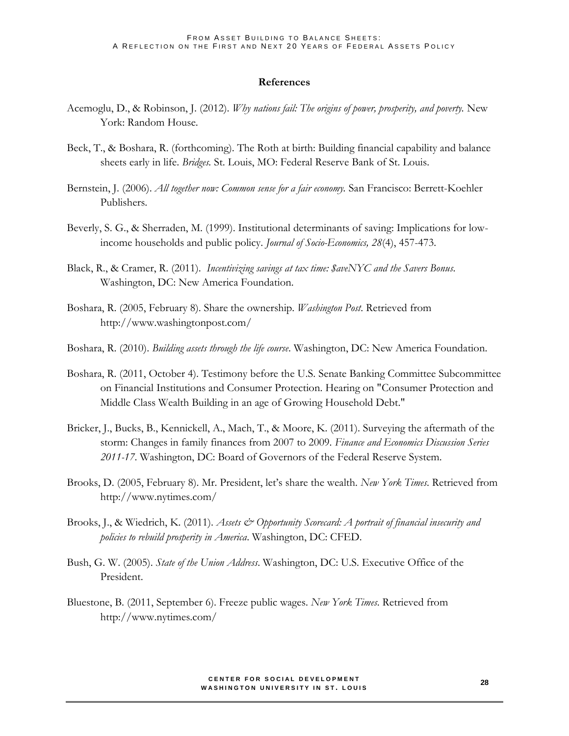## References

Acemoglu, D., & Robinson, J. (2012). *Why nations fail: The origins of power, prosperity, and poverty.* New York: Random House.

Beck, T., & Boshara, R. (forthcoming). The Roth at birth: Building financial capability and balance sheets early in life. *Bridges.* St. Louis, MO: Federal Reserve Bank of St. Louis.

Bernstein, J. (2006). *All together now: Common sense for a fair economy.* San Francisco: Berrett-Koehler Publishers.

Beverly, S. G., & Sherraden, M. (1999). Institutional determinants of saving: Implications for low-income households and public policy. *Journal of Socio-Economics, 28*(4), 457-473.

Black, R., & Cramer, R. (2011). *Incentivizing savings at tax time: $aveNYC and the Savers Bonus.* Washington, DC: New America Foundation.

Boshara, R. (2005, February 8). Share the ownership. *Washington Post.* Retrieved from http://www.washingtonpost.com/

Boshara, R. (2010). *Building assets through the life course.* Washington, DC: New America Foundation.

Boshara, R. (2011, October 4). Testimony before the U.S. Senate Banking Committee Subcommittee on Financial Institutions and Consumer Protection. Hearing on "Consumer Protection and Middle Class Wealth Building in an age of Growing Household Debt."

Bricker, J., Bucks, B., Kennickell, A., Mach, T., & Moore, K. (2011). Surveying the aftermath of the storm: Changes in family finances from 2007 to 2009. *Finance and Economics Discussion Series 2011-17.* Washington, DC: Board of Governors of the Federal Reserve System.

Brooks, D. (2005, February 8). Mr. President, let's share the wealth. *New York Times.* Retrieved from http://www.nytimes.com/

Brooks, J., & Wiedrich, K. (2011). *Assets & Opportunity Scorecard: A portrait of financial insecurity and policies to rebuild prosperity in America.* Washington, DC: CFED.

Bush, G. W. (2005). *State of the Union Address.* Washington, DC: U.S. Executive Office of the President.

Bluestone, B. (2011, September 6). Freeze public wages. *New York Times.* Retrieved from http://www.nytimes.com/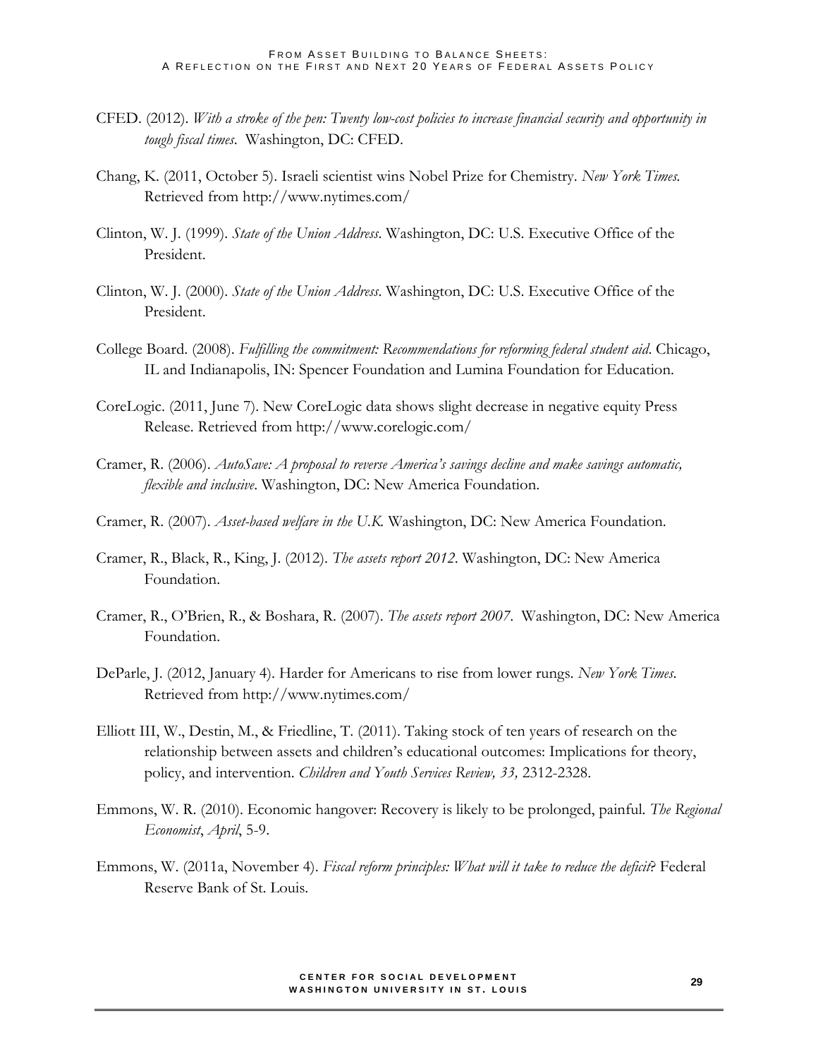CFED. (2012). *With a stroke of the pen: Twenty low-cost policies to increase financial security and opportunity in tough fiscal times*. Washington, DC: CFED.

Chang, K. (2011, October 5). Israeli scientist wins Nobel Prize for Chemistry. *New York Times.* Retrieved from http://www.nytimes.com/

Clinton, W. J. (1999). *State of the Union Address*. Washington, DC: U.S. Executive Office of the President.

Clinton, W. J. (2000). *State of the Union Address*. Washington, DC: U.S. Executive Office of the President.

College Board. (2008). *Fulfilling the commitment: Recommendations for reforming federal student aid*. Chicago, IL and Indianapolis, IN: Spencer Foundation and Lumina Foundation for Education.

CoreLogic. (2011, June 7). New CoreLogic data shows slight decrease in negative equity Press Release. Retrieved from http://www.corelogic.com/

Cramer, R. (2006). *AutoSave: A proposal to reverse America's savings decline and make savings automatic, flexible and inclusive*. Washington, DC: New America Foundation.

Cramer, R. (2007). *Asset-based welfare in the U.K.* Washington, DC: New America Foundation.

Cramer, R., Black, R., King, J. (2012). *The assets report 2012*. Washington, DC: New America Foundation.

Cramer, R., O'Brien, R., & Boshara, R. (2007). *The assets report 2007*. Washington, DC: New America Foundation.

DeParle, J. (2012, January 4). Harder for Americans to rise from lower rungs. *New York Times.* Retrieved from http://www.nytimes.com/

Elliott III, W., Destin, M., & Friedline, T. (2011). Taking stock of ten years of research on the relationship between assets and children's educational outcomes: Implications for theory, policy, and intervention. *Children and Youth Services Review, 33,* 2312-2328.

Emmons, W. R. (2010). Economic hangover: Recovery is likely to be prolonged, painful. *The Regional Economist*, *April*, 5-9.

Emmons, W. (2011a, November 4). *Fiscal reform principles: What will it take to reduce the deficit*? Federal Reserve Bank of St. Louis.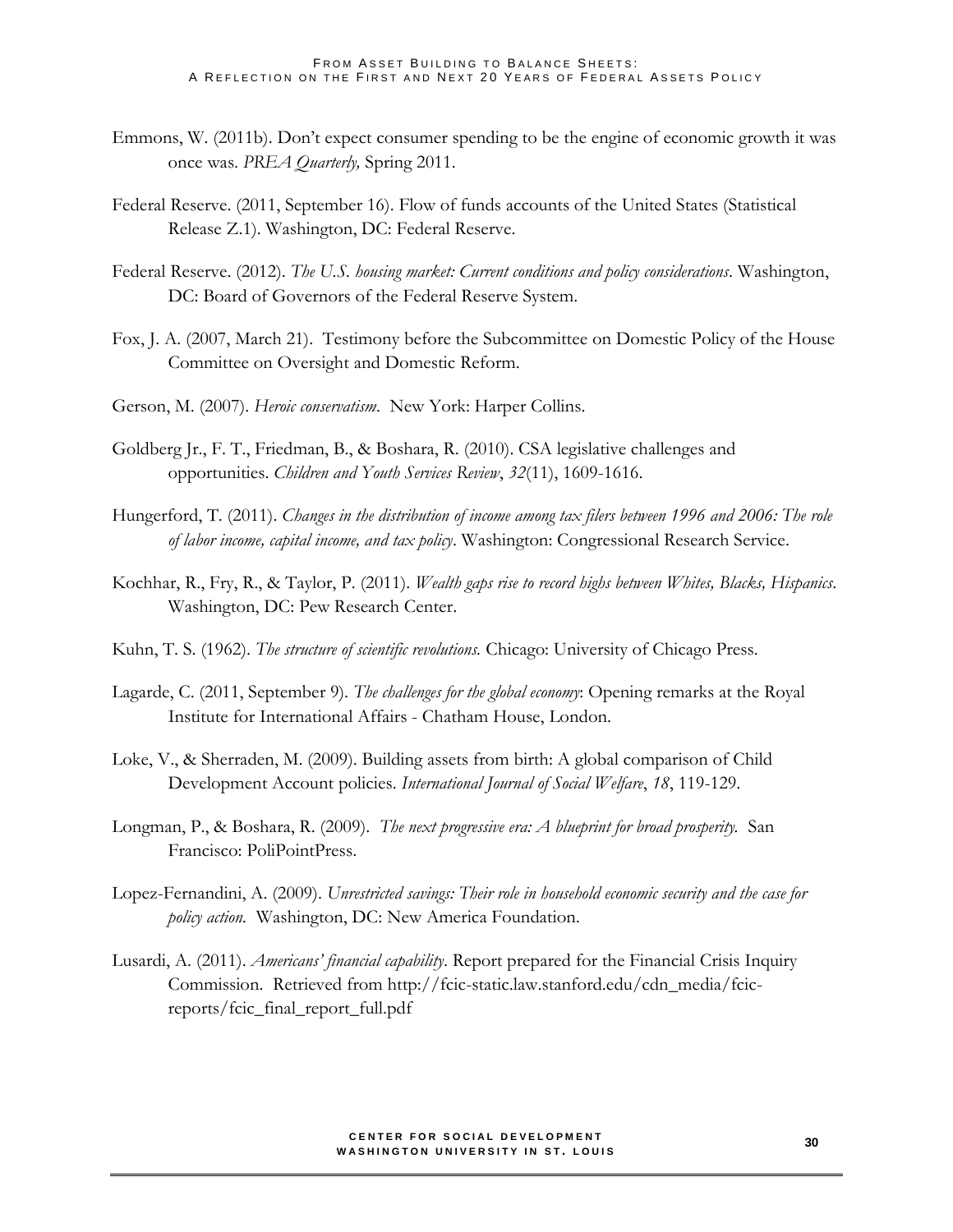Emmons, W. (2011b). Don't expect consumer spending to be the engine of economic growth it was once was. *PREA Quarterly,* Spring 2011.

Federal Reserve. (2011, September 16). Flow of funds accounts of the United States (Statistical Release Z.1). Washington, DC: Federal Reserve.

Federal Reserve. (2012). *The U.S. housing market: Current conditions and policy considerations*. Washington, DC: Board of Governors of the Federal Reserve System.

Fox, J. A. (2007, March 21). Testimony before the Subcommittee on Domestic Policy of the House Committee on Oversight and Domestic Reform.

Gerson, M. (2007). *Heroic conservatism*. New York: Harper Collins.

Goldberg Jr., F. T., Friedman, B., & Boshara, R. (2010). CSA legislative challenges and opportunities. *Children and Youth Services Review*, *32*(11), 1609-1616.

Hungerford, T. (2011). *Changes in the distribution of income among tax filers between 1996 and 2006: The role of labor income, capital income, and tax policy*. Washington: Congressional Research Service.

Kochhar, R., Fry, R., & Taylor, P. (2011). *Wealth gaps rise to record highs between Whites, Blacks, Hispanics*. Washington, DC: Pew Research Center.

Kuhn, T. S. (1962). *The structure of scientific revolutions.* Chicago: University of Chicago Press.

Lagarde, C. (2011, September 9). *The challenges for the global economy*: Opening remarks at the Royal Institute for International Affairs - Chatham House, London.

Loke, V., & Sherraden, M. (2009). Building assets from birth: A global comparison of Child Development Account policies. *International Journal of Social Welfare*, *18*, 119-129.

Longman, P., & Boshara, R. (2009). *The next progressive era: A blueprint for broad prosperity.* San Francisco: PoliPointPress.

Lopez-Fernandini, A. (2009). *Unrestricted savings: Their role in household economic security and the case for policy action.* Washington, DC: New America Foundation.

Lusardi, A. (2011). *Americans' financial capability*. Report prepared for the Financial Crisis Inquiry Commission. Retrieved from http://fcic-static.law.stanford.edu/cdn_media/fcic-reports/fcic_final_report_full.pdf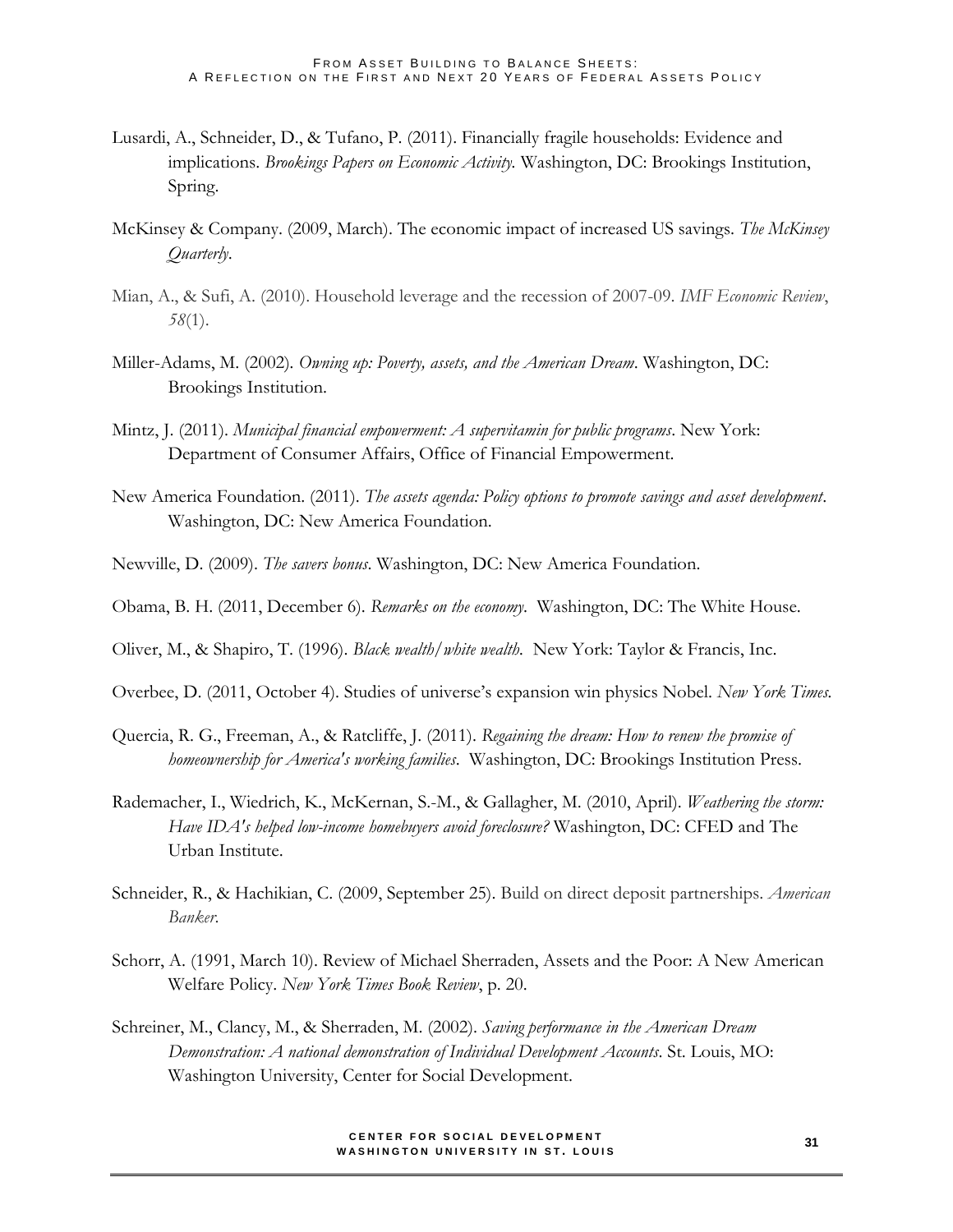Lusardi, A., Schneider, D., & Tufano, P. (2011). Financially fragile households: Evidence and implications. *Brookings Papers on Economic Activity*. Washington, DC: Brookings Institution, Spring.

McKinsey & Company. (2009, March). The economic impact of increased US savings. *The McKinsey Quarterly*.

Mian, A., & Sufi, A. (2010). Household leverage and the recession of 2007-09. *IMF Economic Review*, *58*(1).

Miller-Adams, M. (2002). *Owning up: Poverty, assets, and the American Dream*. Washington, DC: Brookings Institution.

Mintz, J. (2011). *Municipal financial empowerment: A supervitamin for public programs*. New York: Department of Consumer Affairs, Office of Financial Empowerment.

New America Foundation. (2011). *The assets agenda: Policy options to promote savings and asset development*. Washington, DC: New America Foundation.

Newville, D. (2009). *The savers bonus*. Washington, DC: New America Foundation.

Obama, B. H. (2011, December 6). *Remarks on the economy*. Washington, DC: The White House.

Oliver, M., & Shapiro, T. (1996). *Black wealth/white wealth*. New York: Taylor & Francis, Inc.

Overbee, D. (2011, October 4). Studies of universe's expansion win physics Nobel. *New York Times*.

Quercia, R. G., Freeman, A., & Ratcliffe, J. (2011). *Regaining the dream: How to renew the promise of homeownership for America's working families*. Washington, DC: Brookings Institution Press.

Rademacher, I., Wiedrich, K., McKernan, S.-M., & Gallagher, M. (2010, April). *Weathering the storm: Have IDA's helped low-income homebuyers avoid foreclosure?* Washington, DC: CFED and The Urban Institute.

Schneider, R., & Hachikian, C. (2009, September 25). Build on direct deposit partnerships. *American Banker*.

Schorr, A. (1991, March 10). Review of Michael Sherraden, Assets and the Poor: A New American Welfare Policy. *New York Times Book Review*, p. 20.

Schreiner, M., Clancy, M., & Sherraden, M. (2002). *Saving performance in the American Dream Demonstration: A national demonstration of Individual Development Accounts*. St. Louis, MO: Washington University, Center for Social Development.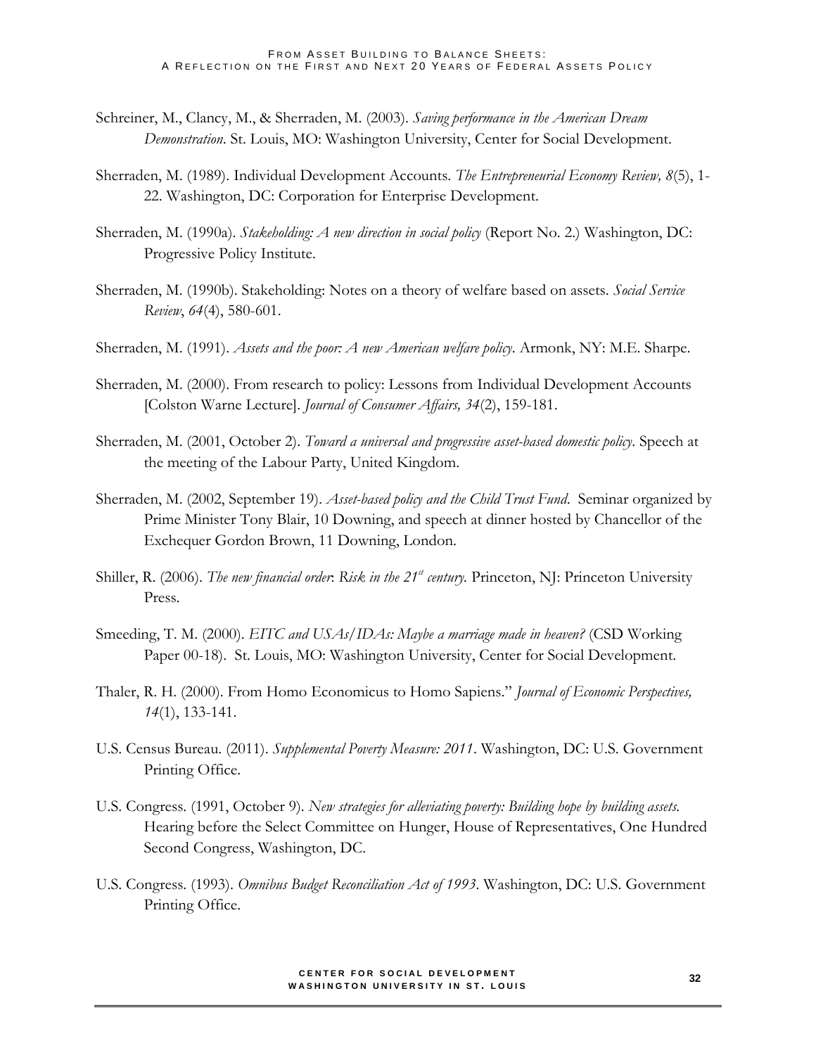Schreiner, M., Clancy, M., & Sherraden, M. (2003). *Saving performance in the American Dream Demonstration*. St. Louis, MO: Washington University, Center for Social Development.

Sherraden, M. (1989). Individual Development Accounts. *The Entrepreneurial Economy Review, 8*(5), 1-22. Washington, DC: Corporation for Enterprise Development.

Sherraden, M. (1990a). *Stakeholding: A new direction in social policy* (Report No. 2.) Washington, DC: Progressive Policy Institute.

Sherraden, M. (1990b). Stakeholding: Notes on a theory of welfare based on assets. *Social Service Review*, *64*(4), 580-601.

Sherraden, M. (1991). *Assets and the poor: A new American welfare policy.* Armonk, NY: M.E. Sharpe.

Sherraden, M. (2000). From research to policy: Lessons from Individual Development Accounts [Colston Warne Lecture]. *Journal of Consumer Affairs, 34*(2), 159-181.

Sherraden, M. (2001, October 2). *Toward a universal and progressive asset-based domestic policy*. Speech at the meeting of the Labour Party, United Kingdom.

Sherraden, M. (2002, September 19). *Asset-based policy and the Child Trust Fund.* Seminar organized by Prime Minister Tony Blair, 10 Downing, and speech at dinner hosted by Chancellor of the Exchequer Gordon Brown, 11 Downing, London.

Shiller, R. (2006). *The new financial order: Risk in the 21st century.* Princeton, NJ: Princeton University Press.

Smeeding, T. M. (2000). *EITC and USAs/IDAs: Maybe a marriage made in heaven?* (CSD Working Paper 00-18). St. Louis, MO: Washington University, Center for Social Development.

Thaler, R. H. (2000). From Homo Economicus to Homo Sapiens." *Journal of Economic Perspectives, 14*(1), 133-141.

U.S. Census Bureau. (2011). *Supplemental Poverty Measure: 2011*. Washington, DC: U.S. Government Printing Office.

U.S. Congress. (1991, October 9). *New strategies for alleviating poverty: Building hope by building assets.* Hearing before the Select Committee on Hunger, House of Representatives, One Hundred Second Congress, Washington, DC.

U.S. Congress. (1993). *Omnibus Budget Reconciliation Act of 1993*. Washington, DC: U.S. Government Printing Office.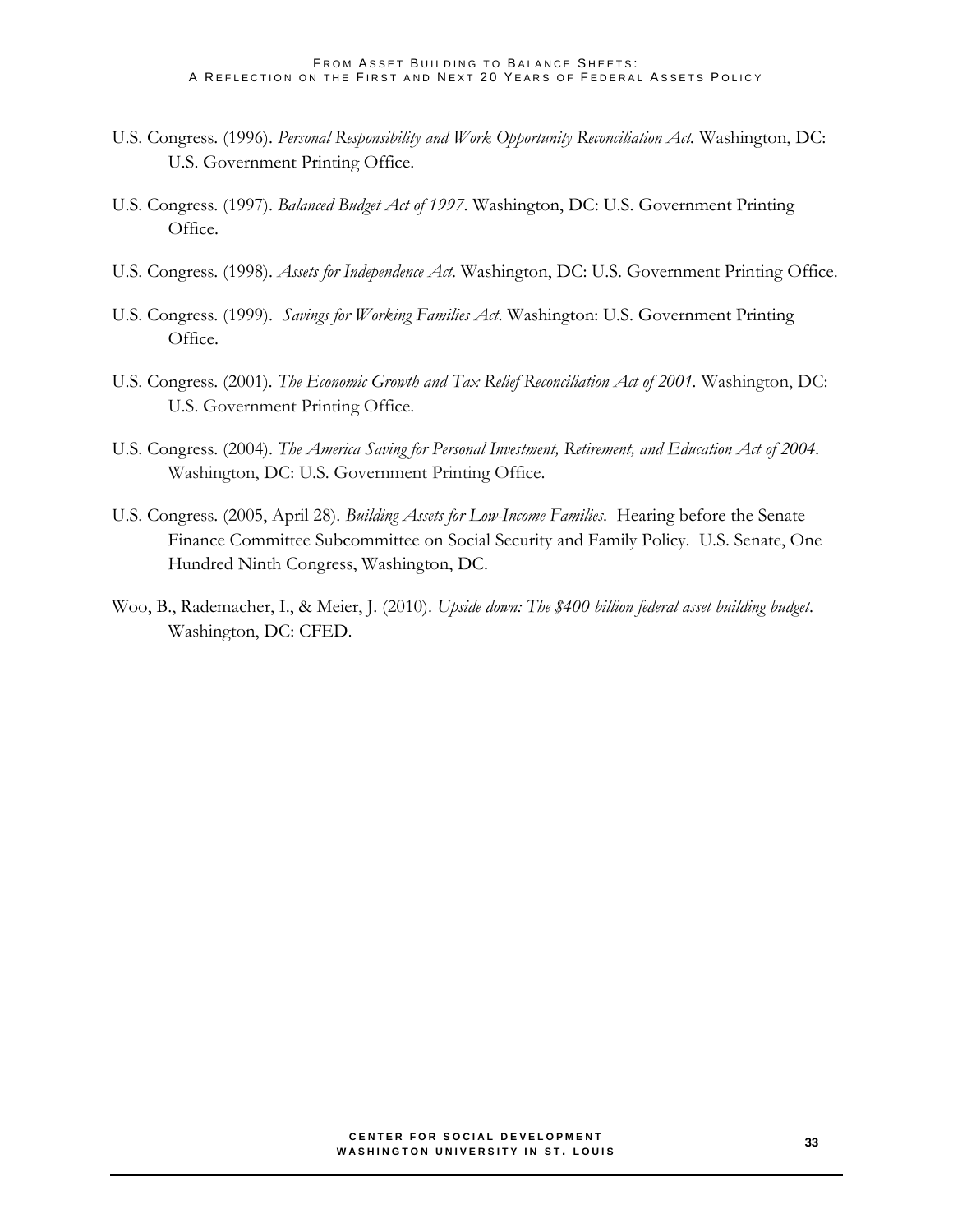U.S. Congress. (1996). *Personal Responsibility and Work Opportunity Reconciliation Act.* Washington, DC: U.S. Government Printing Office.

U.S. Congress. (1997). *Balanced Budget Act of 1997*. Washington, DC: U.S. Government Printing Office.

U.S. Congress. (1998). *Assets for Independence Act.* Washington, DC: U.S. Government Printing Office.

U.S. Congress. (1999). *Savings for Working Families Act.* Washington: U.S. Government Printing Office.

U.S. Congress. (2001). *The Economic Growth and Tax Relief Reconciliation Act of 2001.* Washington, DC: U.S. Government Printing Office.

U.S. Congress. (2004). *The America Saving for Personal Investment, Retirement, and Education Act of 2004*. Washington, DC: U.S. Government Printing Office.

U.S. Congress. (2005, April 28). *Building Assets for Low-Income Families*. Hearing before the Senate Finance Committee Subcommittee on Social Security and Family Policy. U.S. Senate, One Hundred Ninth Congress, Washington, DC.

Woo, B., Rademacher, I., & Meier, J. (2010). *Upside down: The $400 billion federal asset building budget*. Washington, DC: CFED.